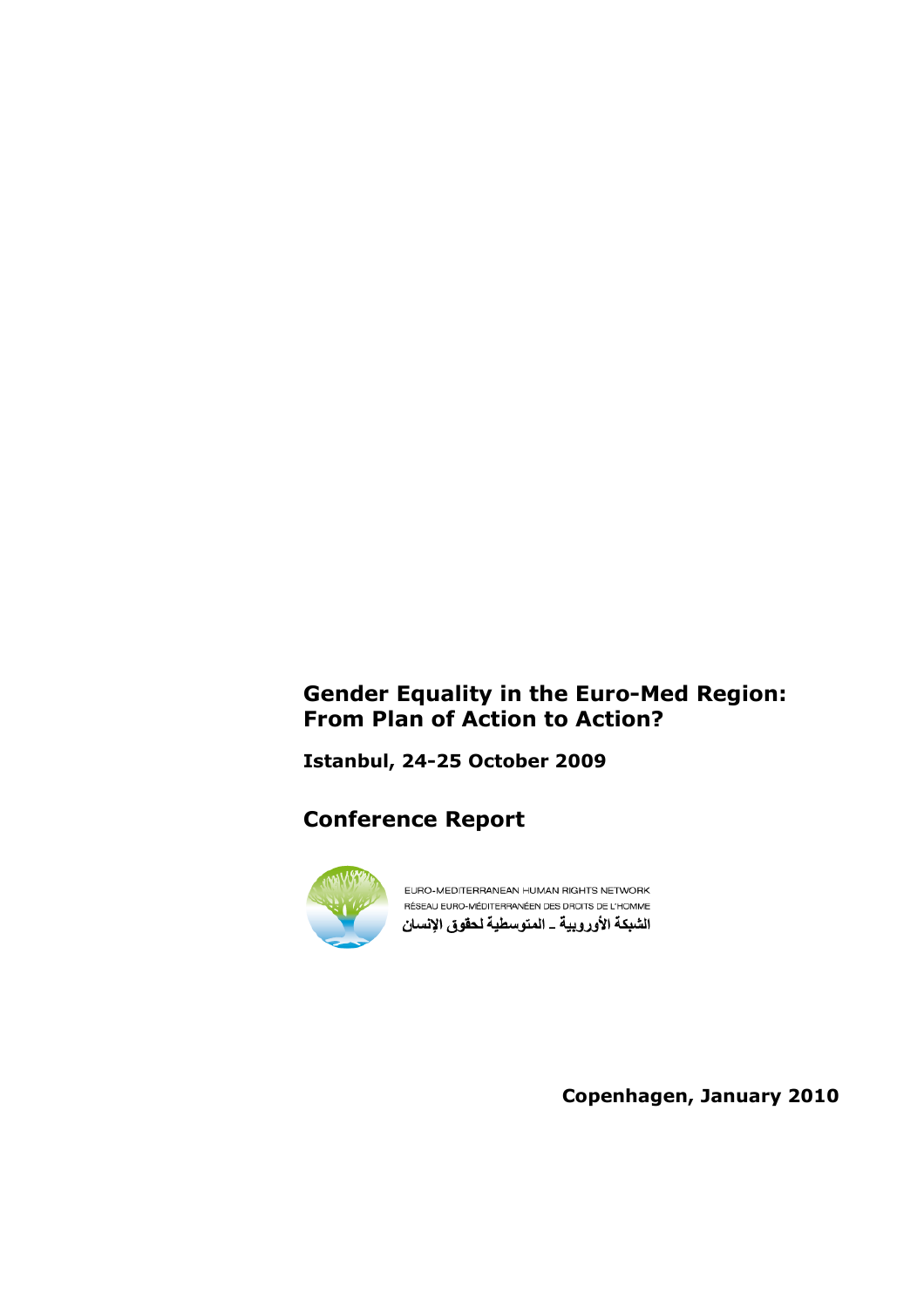# Gender Equality in the Euro-Med Region: From Plan of Action to Action?

**Istanbul, 24-25 October 2009**

## Conference Report

EURO-MEDITERRANEAN HUMAN RIGHTS NETWORK
RÉSEAU EURO-MÉDITERRANÉEN DES DROITS DE L'HOMME
الشبكة الأوروبية ـ المتوسطية لحقوق الإنسان

**Copenhagen, January 2010**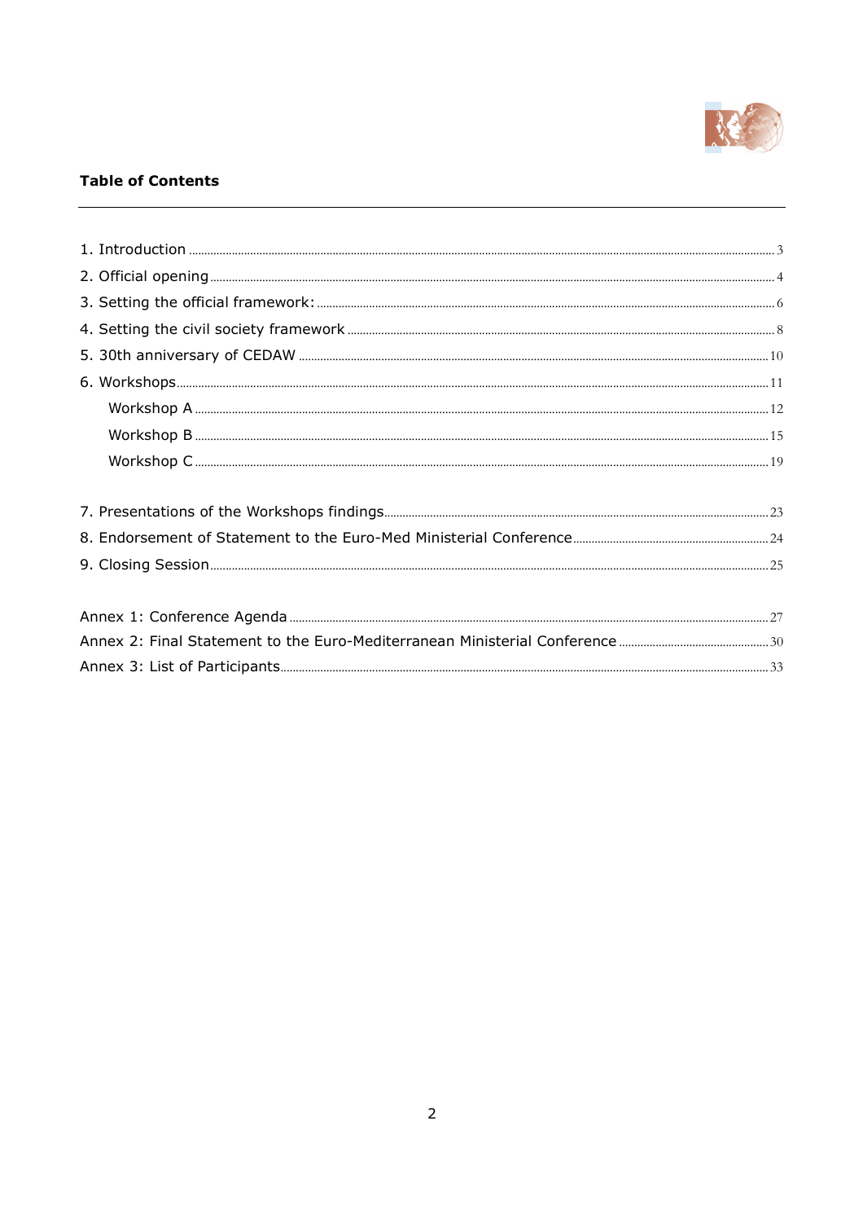## Table of Contents

1. Introduction ..... 3
2. Official opening ..... 4
3. Setting the official framework: ..... 6
4. Setting the civil society framework ..... 8
5. 30th anniversary of CEDAW ..... 10
6. Workshops ..... 11
    - Workshop A ..... 12
    - Workshop B ..... 15
    - Workshop C ..... 19
7. Presentations of the Workshops findings ..... 23
8. Endorsement of Statement to the Euro-Med Ministerial Conference ..... 24
9. Closing Session ..... 25

Annex 1: Conference Agenda ..... 27
Annex 2: Final Statement to the Euro-Mediterranean Ministerial Conference ..... 30
Annex 3: List of Participants ..... 33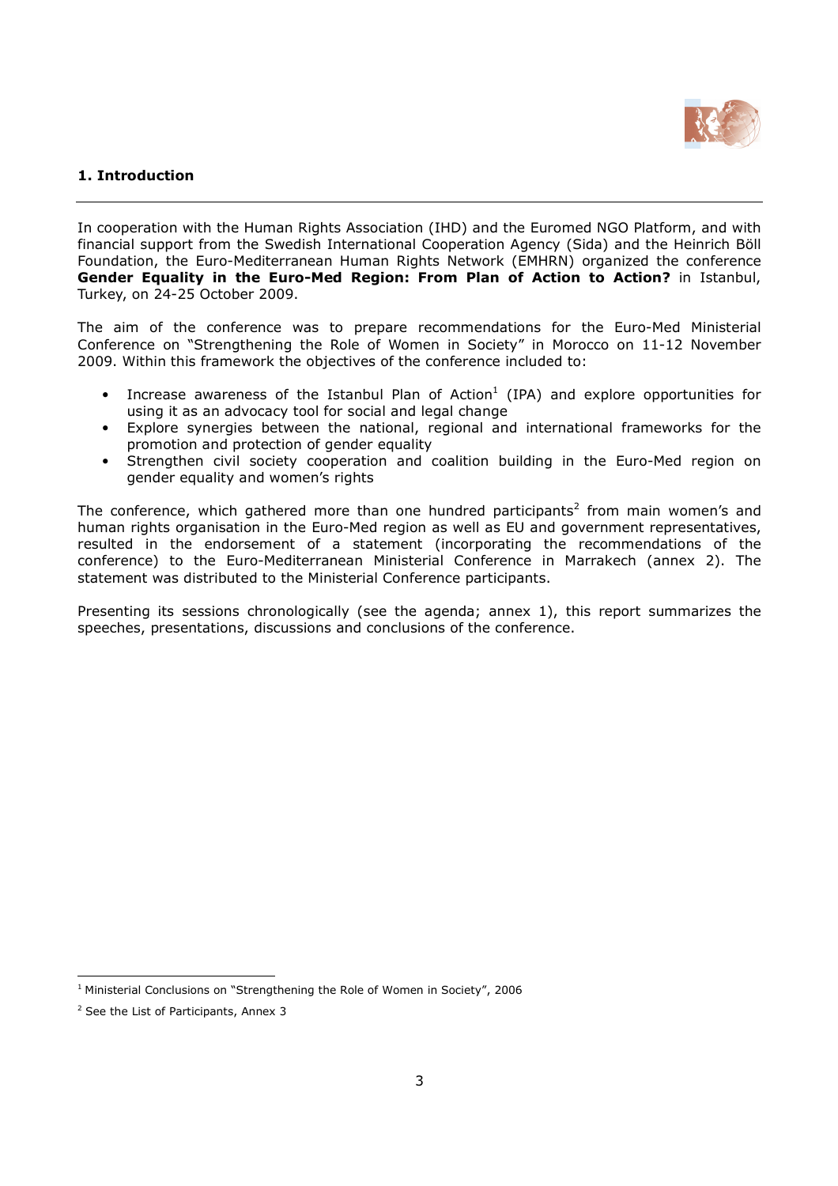## 1. Introduction

In cooperation with the Human Rights Association (IHD) and the Euromed NGO Platform, and with financial support from the Swedish International Cooperation Agency (Sida) and the Heinrich Böll Foundation, the Euro-Mediterranean Human Rights Network (EMHRN) organized the conference **Gender Equality in the Euro-Med Region: From Plan of Action to Action?** in Istanbul, Turkey, on 24-25 October 2009.

The aim of the conference was to prepare recommendations for the Euro-Med Ministerial Conference on "Strengthening the Role of Women in Society" in Morocco on 11-12 November 2009. Within this framework the objectives of the conference included to:

- Increase awareness of the Istanbul Plan of Action[1] (IPA) and explore opportunities for using it as an advocacy tool for social and legal change
- Explore synergies between the national, regional and international frameworks for the promotion and protection of gender equality
- Strengthen civil society cooperation and coalition building in the Euro-Med region on gender equality and women's rights

The conference, which gathered more than one hundred participants[2] from main women's and human rights organisation in the Euro-Med region as well as EU and government representatives, resulted in the endorsement of a statement (incorporating the recommendations of the conference) to the Euro-Mediterranean Ministerial Conference in Marrakech (annex 2). The statement was distributed to the Ministerial Conference participants.

Presenting its sessions chronologically (see the agenda; annex 1), this report summarizes the speeches, presentations, discussions and conclusions of the conference.

[1] Ministerial Conclusions on "Strengthening the Role of Women in Society", 2006

[2] See the List of Participants, Annex 3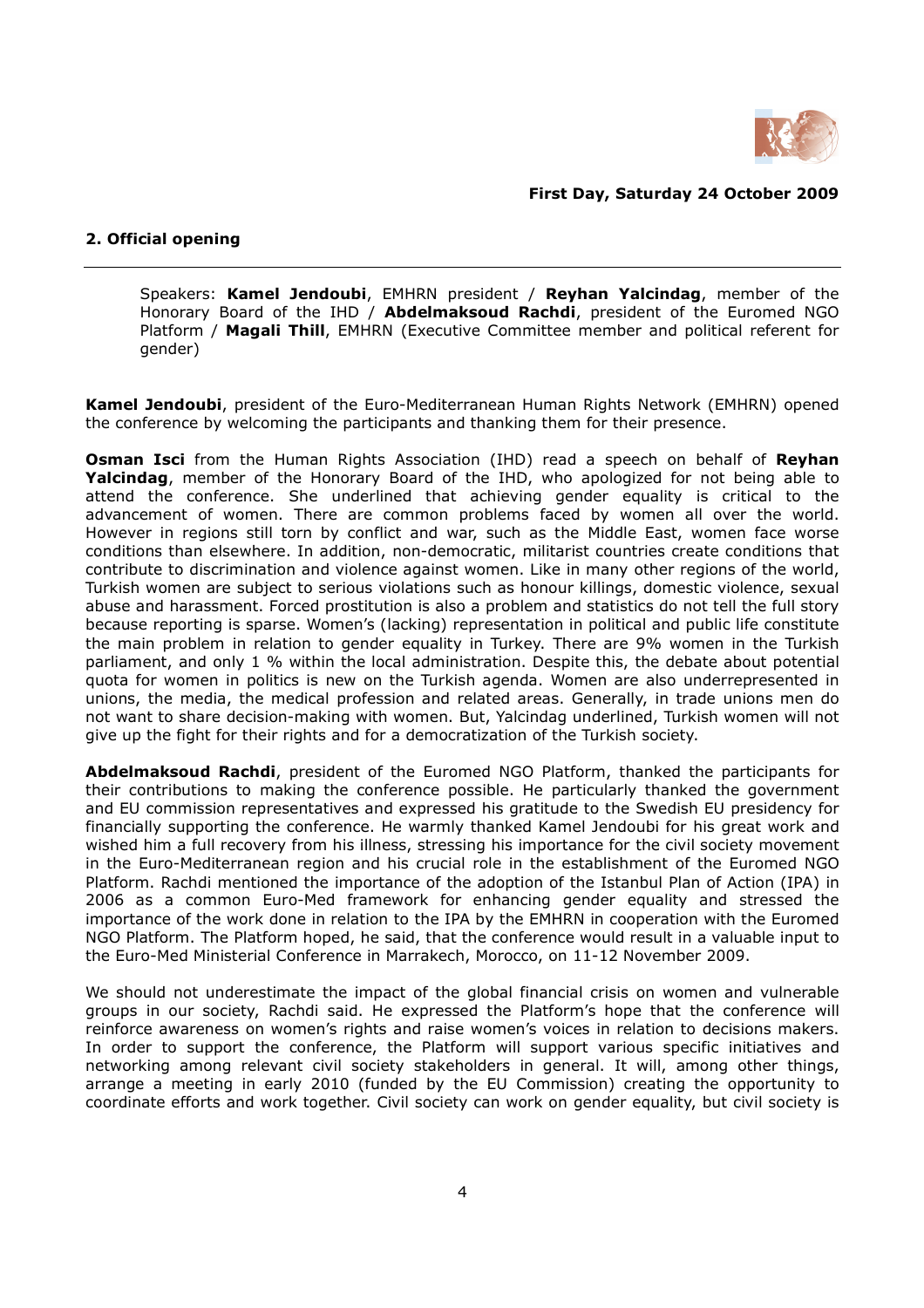**First Day, Saturday 24 October 2009**

## 2. Official opening

Speakers: **Kamel Jendoubi**, EMHRN president / **Reyhan Yalcindag**, member of the Honorary Board of the IHD / **Abdelmaksoud Rachdi**, president of the Euromed NGO Platform / **Magali Thill**, EMHRN (Executive Committee member and political referent for gender)

**Kamel Jendoubi**, president of the Euro-Mediterranean Human Rights Network (EMHRN) opened the conference by welcoming the participants and thanking them for their presence.

**Osman Isci** from the Human Rights Association (IHD) read a speech on behalf of **Reyhan Yalcindag**, member of the Honorary Board of the IHD, who apologized for not being able to attend the conference. She underlined that achieving gender equality is critical to the advancement of women. There are common problems faced by women all over the world. However in regions still torn by conflict and war, such as the Middle East, women face worse conditions than elsewhere. In addition, non-democratic, militarist countries create conditions that contribute to discrimination and violence against women. Like in many other regions of the world, Turkish women are subject to serious violations such as honour killings, domestic violence, sexual abuse and harassment. Forced prostitution is also a problem and statistics do not tell the full story because reporting is sparse. Women's (lacking) representation in political and public life constitute the main problem in relation to gender equality in Turkey. There are 9% women in the Turkish parliament, and only 1 % within the local administration. Despite this, the debate about potential quota for women in politics is new on the Turkish agenda. Women are also underrepresented in unions, the media, the medical profession and related areas. Generally, in trade unions men do not want to share decision-making with women. But, Yalcindag underlined, Turkish women will not give up the fight for their rights and for a democratization of the Turkish society.

**Abdelmaksoud Rachdi**, president of the Euromed NGO Platform, thanked the participants for their contributions to making the conference possible. He particularly thanked the government and EU commission representatives and expressed his gratitude to the Swedish EU presidency for financially supporting the conference. He warmly thanked Kamel Jendoubi for his great work and wished him a full recovery from his illness, stressing his importance for the civil society movement in the Euro-Mediterranean region and his crucial role in the establishment of the Euromed NGO Platform. Rachdi mentioned the importance of the adoption of the Istanbul Plan of Action (IPA) in 2006 as a common Euro-Med framework for enhancing gender equality and stressed the importance of the work done in relation to the IPA by the EMHRN in cooperation with the Euromed NGO Platform. The Platform hoped, he said, that the conference would result in a valuable input to the Euro-Med Ministerial Conference in Marrakech, Morocco, on 11-12 November 2009.

We should not underestimate the impact of the global financial crisis on women and vulnerable groups in our society, Rachdi said. He expressed the Platform's hope that the conference will reinforce awareness on women's rights and raise women's voices in relation to decisions makers. In order to support the conference, the Platform will support various specific initiatives and networking among relevant civil society stakeholders in general. It will, among other things, arrange a meeting in early 2010 (funded by the EU Commission) creating the opportunity to coordinate efforts and work together. Civil society can work on gender equality, but civil society is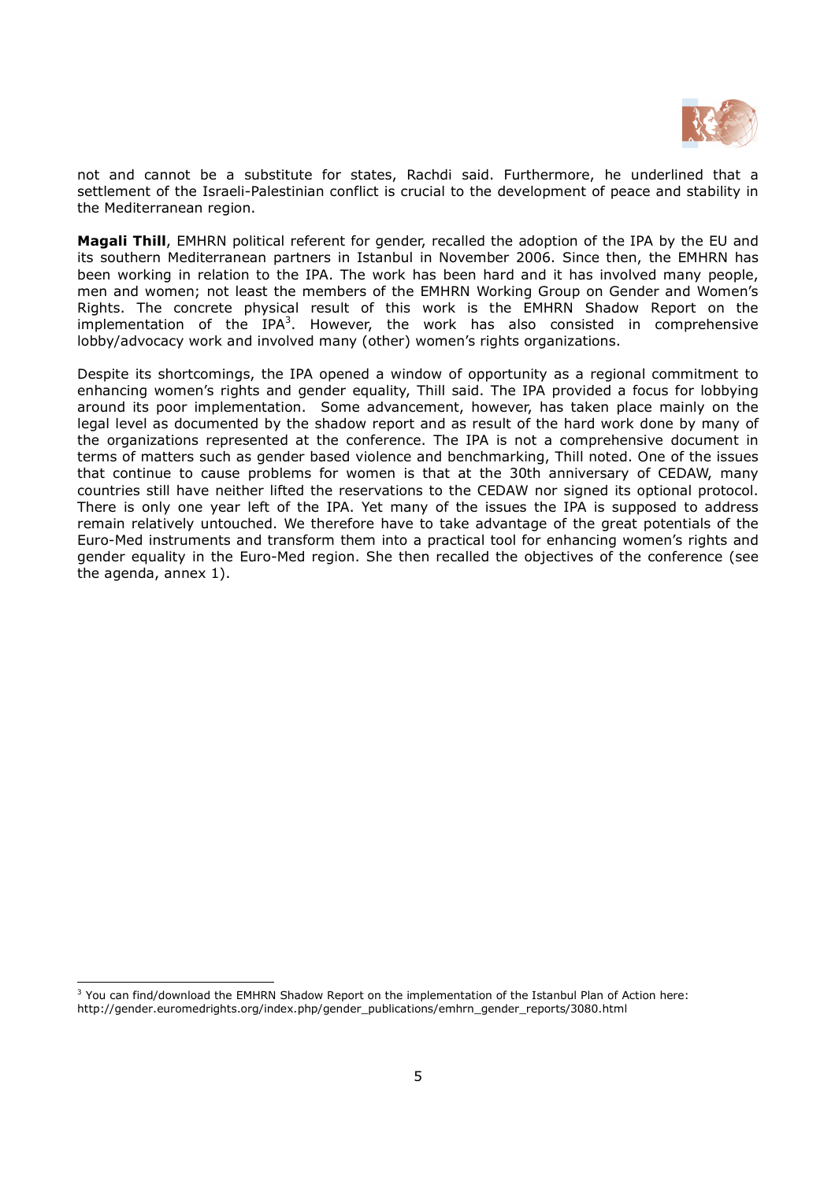not and cannot be a substitute for states, Rachdi said. Furthermore, he underlined that a settlement of the Israeli-Palestinian conflict is crucial to the development of peace and stability in the Mediterranean region.

**Magali Thill**, EMHRN political referent for gender, recalled the adoption of the IPA by the EU and its southern Mediterranean partners in Istanbul in November 2006. Since then, the EMHRN has been working in relation to the IPA. The work has been hard and it has involved many people, men and women; not least the members of the EMHRN Working Group on Gender and Women's Rights. The concrete physical result of this work is the EMHRN Shadow Report on the implementation of the IPA[3]. However, the work has also consisted in comprehensive lobby/advocacy work and involved many (other) women's rights organizations.

Despite its shortcomings, the IPA opened a window of opportunity as a regional commitment to enhancing women's rights and gender equality, Thill said. The IPA provided a focus for lobbying around its poor implementation. Some advancement, however, has taken place mainly on the legal level as documented by the shadow report and as result of the hard work done by many of the organizations represented at the conference. The IPA is not a comprehensive document in terms of matters such as gender based violence and benchmarking, Thill noted. One of the issues that continue to cause problems for women is that at the 30th anniversary of CEDAW, many countries still have neither lifted the reservations to the CEDAW nor signed its optional protocol. There is only one year left of the IPA. Yet many of the issues the IPA is supposed to address remain relatively untouched. We therefore have to take advantage of the great potentials of the Euro-Med instruments and transform them into a practical tool for enhancing women's rights and gender equality in the Euro-Med region. She then recalled the objectives of the conference (see the agenda, annex 1).

[3] You can find/download the EMHRN Shadow Report on the implementation of the Istanbul Plan of Action here: http://gender.euromedrights.org/index.php/gender_publications/emhrn_gender_reports/3080.html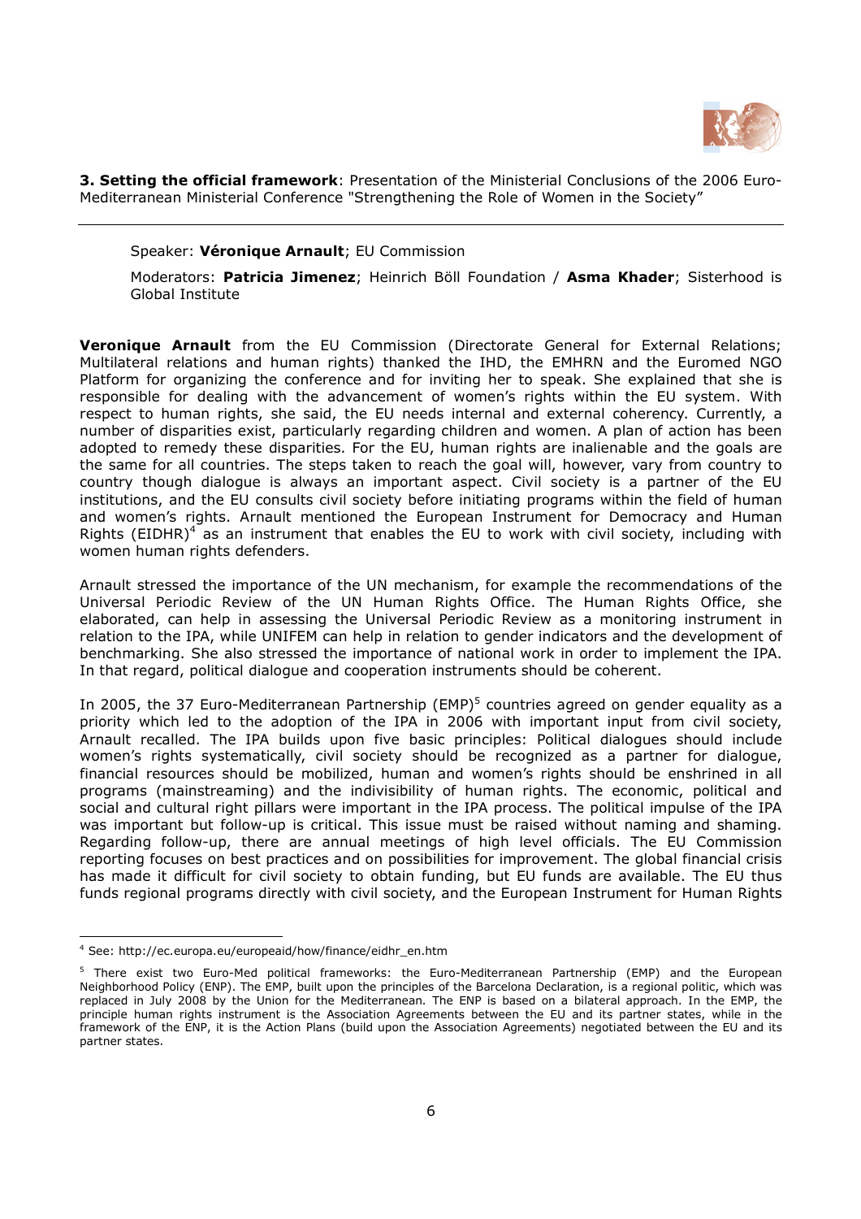**3. Setting the official framework**: Presentation of the Ministerial Conclusions of the 2006 Euro-Mediterranean Ministerial Conference "Strengthening the Role of Women in the Society"

---

Speaker: **Véronique Arnault**; EU Commission

Moderators: **Patricia Jimenez**; Heinrich Böll Foundation / **Asma Khader**; Sisterhood is Global Institute

**Veronique Arnault** from the EU Commission (Directorate General for External Relations; Multilateral relations and human rights) thanked the IHD, the EMHRN and the Euromed NGO Platform for organizing the conference and for inviting her to speak. She explained that she is responsible for dealing with the advancement of women's rights within the EU system. With respect to human rights, she said, the EU needs internal and external coherency. Currently, a number of disparities exist, particularly regarding children and women. A plan of action has been adopted to remedy these disparities. For the EU, human rights are inalienable and the goals are the same for all countries. The steps taken to reach the goal will, however, vary from country to country though dialogue is always an important aspect. Civil society is a partner of the EU institutions, and the EU consults civil society before initiating programs within the field of human and women's rights. Arnault mentioned the European Instrument for Democracy and Human Rights (EIDHR)[4] as an instrument that enables the EU to work with civil society, including with women human rights defenders.

Arnault stressed the importance of the UN mechanism, for example the recommendations of the Universal Periodic Review of the UN Human Rights Office. The Human Rights Office, she elaborated, can help in assessing the Universal Periodic Review as a monitoring instrument in relation to the IPA, while UNIFEM can help in relation to gender indicators and the development of benchmarking. She also stressed the importance of national work in order to implement the IPA. In that regard, political dialogue and cooperation instruments should be coherent.

In 2005, the 37 Euro-Mediterranean Partnership (EMP)[5] countries agreed on gender equality as a priority which led to the adoption of the IPA in 2006 with important input from civil society, Arnault recalled. The IPA builds upon five basic principles: Political dialogues should include women's rights systematically, civil society should be recognized as a partner for dialogue, financial resources should be mobilized, human and women's rights should be enshrined in all programs (mainstreaming) and the indivisibility of human rights. The economic, political and social and cultural right pillars were important in the IPA process. The political impulse of the IPA was important but follow-up is critical. This issue must be raised without naming and shaming. Regarding follow-up, there are annual meetings of high level officials. The EU Commission reporting focuses on best practices and on possibilities for improvement. The global financial crisis has made it difficult for civil society to obtain funding, but EU funds are available. The EU thus funds regional programs directly with civil society, and the European Instrument for Human Rights

---

[4] See: http://ec.europa.eu/europeaid/how/finance/eidhr_en.htm

[5] There exist two Euro-Med political frameworks: the Euro-Mediterranean Partnership (EMP) and the European Neighborhood Policy (ENP). The EMP, built upon the principles of the Barcelona Declaration, is a regional politic, which was replaced in July 2008 by the Union for the Mediterranean. The ENP is based on a bilateral approach. In the EMP, the principle human rights instrument is the Association Agreements between the EU and its partner states, while in the framework of the ENP, it is the Action Plans (build upon the Association Agreements) negotiated between the EU and its partner states.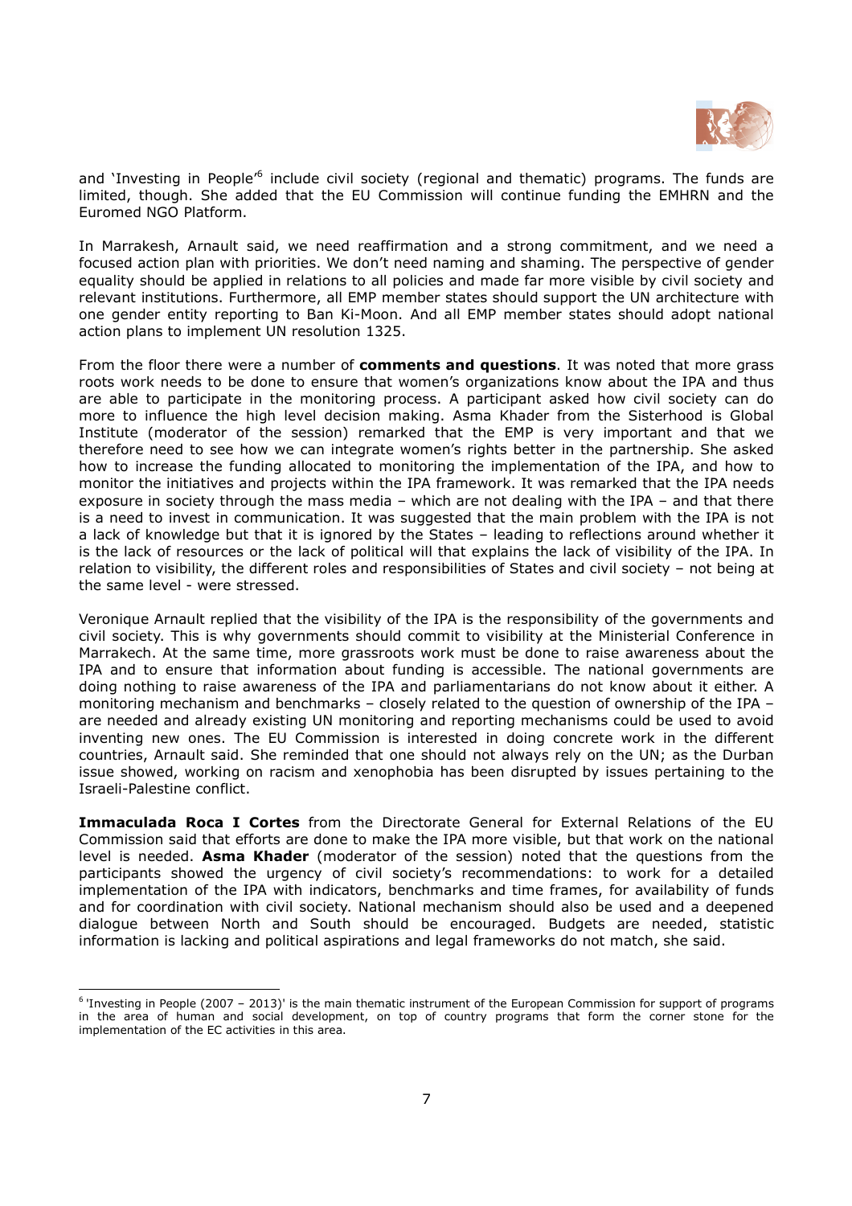and 'Investing in People'[6] include civil society (regional and thematic) programs. The funds are limited, though. She added that the EU Commission will continue funding the EMHRN and the Euromed NGO Platform.

In Marrakesh, Arnault said, we need reaffirmation and a strong commitment, and we need a focused action plan with priorities. We don't need naming and shaming. The perspective of gender equality should be applied in relations to all policies and made far more visible by civil society and relevant institutions. Furthermore, all EMP member states should support the UN architecture with one gender entity reporting to Ban Ki-Moon. And all EMP member states should adopt national action plans to implement UN resolution 1325.

From the floor there were a number of **comments and questions**. It was noted that more grass roots work needs to be done to ensure that women's organizations know about the IPA and thus are able to participate in the monitoring process. A participant asked how civil society can do more to influence the high level decision making. Asma Khader from the Sisterhood is Global Institute (moderator of the session) remarked that the EMP is very important and that we therefore need to see how we can integrate women's rights better in the partnership. She asked how to increase the funding allocated to monitoring the implementation of the IPA, and how to monitor the initiatives and projects within the IPA framework. It was remarked that the IPA needs exposure in society through the mass media – which are not dealing with the IPA – and that there is a need to invest in communication. It was suggested that the main problem with the IPA is not a lack of knowledge but that it is ignored by the States – leading to reflections around whether it is the lack of resources or the lack of political will that explains the lack of visibility of the IPA. In relation to visibility, the different roles and responsibilities of States and civil society – not being at the same level - were stressed.

Veronique Arnault replied that the visibility of the IPA is the responsibility of the governments and civil society. This is why governments should commit to visibility at the Ministerial Conference in Marrakech. At the same time, more grassroots work must be done to raise awareness about the IPA and to ensure that information about funding is accessible. The national governments are doing nothing to raise awareness of the IPA and parliamentarians do not know about it either. A monitoring mechanism and benchmarks – closely related to the question of ownership of the IPA – are needed and already existing UN monitoring and reporting mechanisms could be used to avoid inventing new ones. The EU Commission is interested in doing concrete work in the different countries, Arnault said. She reminded that one should not always rely on the UN; as the Durban issue showed, working on racism and xenophobia has been disrupted by issues pertaining to the Israeli-Palestine conflict.

**Immaculada Roca I Cortes** from the Directorate General for External Relations of the EU Commission said that efforts are done to make the IPA more visible, but that work on the national level is needed. **Asma Khader** (moderator of the session) noted that the questions from the participants showed the urgency of civil society's recommendations: to work for a detailed implementation of the IPA with indicators, benchmarks and time frames, for availability of funds and for coordination with civil society. National mechanism should also be used and a deepened dialogue between North and South should be encouraged. Budgets are needed, statistic information is lacking and political aspirations and legal frameworks do not match, she said.

[6] 'Investing in People (2007 – 2013)' is the main thematic instrument of the European Commission for support of programs in the area of human and social development, on top of country programs that form the corner stone for the implementation of the EC activities in this area.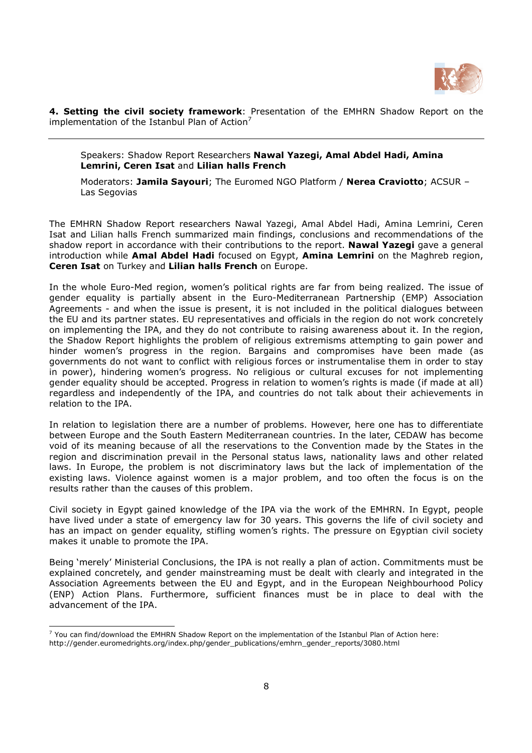**4. Setting the civil society framework**: Presentation of the EMHRN Shadow Report on the implementation of the Istanbul Plan of Action[7]

Speakers: Shadow Report Researchers **Nawal Yazegi, Amal Abdel Hadi, Amina Lemrini, Ceren Isat** and **Lilian halls French**

Moderators: **Jamila Sayouri**; The Euromed NGO Platform / **Nerea Craviotto**; ACSUR – Las Segovias

The EMHRN Shadow Report researchers Nawal Yazegi, Amal Abdel Hadi, Amina Lemrini, Ceren Isat and Lilian halls French summarized main findings, conclusions and recommendations of the shadow report in accordance with their contributions to the report. **Nawal Yazegi** gave a general introduction while **Amal Abdel Hadi** focused on Egypt, **Amina Lemrini** on the Maghreb region, **Ceren Isat** on Turkey and **Lilian halls French** on Europe.

In the whole Euro-Med region, women's political rights are far from being realized. The issue of gender equality is partially absent in the Euro-Mediterranean Partnership (EMP) Association Agreements - and when the issue is present, it is not included in the political dialogues between the EU and its partner states. EU representatives and officials in the region do not work concretely on implementing the IPA, and they do not contribute to raising awareness about it. In the region, the Shadow Report highlights the problem of religious extremisms attempting to gain power and hinder women's progress in the region. Bargains and compromises have been made (as governments do not want to conflict with religious forces or instrumentalise them in order to stay in power), hindering women's progress. No religious or cultural excuses for not implementing gender equality should be accepted. Progress in relation to women's rights is made (if made at all) regardless and independently of the IPA, and countries do not talk about their achievements in relation to the IPA.

In relation to legislation there are a number of problems. However, here one has to differentiate between Europe and the South Eastern Mediterranean countries. In the later, CEDAW has become void of its meaning because of all the reservations to the Convention made by the States in the region and discrimination prevail in the Personal status laws, nationality laws and other related laws. In Europe, the problem is not discriminatory laws but the lack of implementation of the existing laws. Violence against women is a major problem, and too often the focus is on the results rather than the causes of this problem.

Civil society in Egypt gained knowledge of the IPA via the work of the EMHRN. In Egypt, people have lived under a state of emergency law for 30 years. This governs the life of civil society and has an impact on gender equality, stifling women's rights. The pressure on Egyptian civil society makes it unable to promote the IPA.

Being 'merely' Ministerial Conclusions, the IPA is not really a plan of action. Commitments must be explained concretely, and gender mainstreaming must be dealt with clearly and integrated in the Association Agreements between the EU and Egypt, and in the European Neighbourhood Policy (ENP) Action Plans. Furthermore, sufficient finances must be in place to deal with the advancement of the IPA.

[7] You can find/download the EMHRN Shadow Report on the implementation of the Istanbul Plan of Action here: http://gender.euromedrights.org/index.php/gender_publications/emhrn_gender_reports/3080.html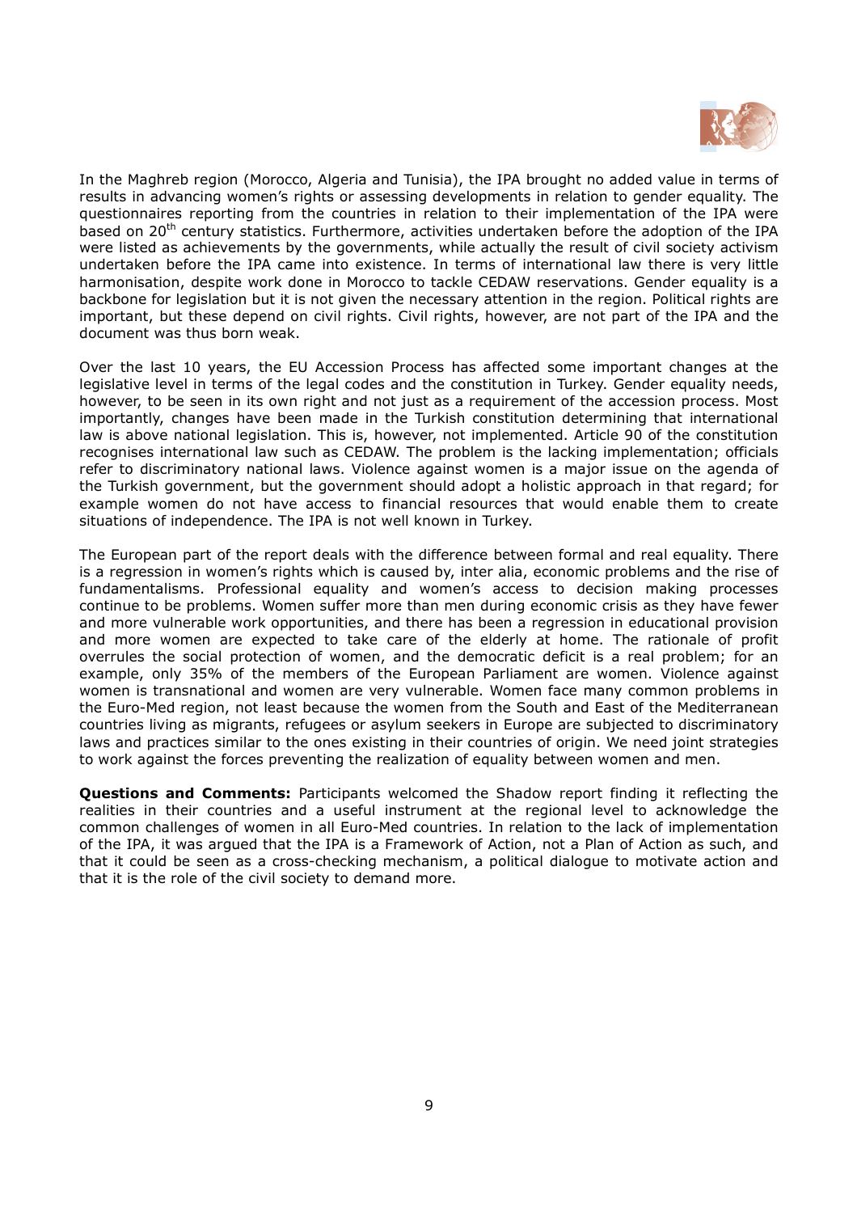In the Maghreb region (Morocco, Algeria and Tunisia), the IPA brought no added value in terms of results in advancing women's rights or assessing developments in relation to gender equality. The questionnaires reporting from the countries in relation to their implementation of the IPA were based on 20th century statistics. Furthermore, activities undertaken before the adoption of the IPA were listed as achievements by the governments, while actually the result of civil society activism undertaken before the IPA came into existence. In terms of international law there is very little harmonisation, despite work done in Morocco to tackle CEDAW reservations. Gender equality is a backbone for legislation but it is not given the necessary attention in the region. Political rights are important, but these depend on civil rights. Civil rights, however, are not part of the IPA and the document was thus born weak.

Over the last 10 years, the EU Accession Process has affected some important changes at the legislative level in terms of the legal codes and the constitution in Turkey. Gender equality needs, however, to be seen in its own right and not just as a requirement of the accession process. Most importantly, changes have been made in the Turkish constitution determining that international law is above national legislation. This is, however, not implemented. Article 90 of the constitution recognises international law such as CEDAW. The problem is the lacking implementation; officials refer to discriminatory national laws. Violence against women is a major issue on the agenda of the Turkish government, but the government should adopt a holistic approach in that regard; for example women do not have access to financial resources that would enable them to create situations of independence. The IPA is not well known in Turkey.

The European part of the report deals with the difference between formal and real equality. There is a regression in women's rights which is caused by, inter alia, economic problems and the rise of fundamentalisms. Professional equality and women's access to decision making processes continue to be problems. Women suffer more than men during economic crisis as they have fewer and more vulnerable work opportunities, and there has been a regression in educational provision and more women are expected to take care of the elderly at home. The rationale of profit overrules the social protection of women, and the democratic deficit is a real problem; for an example, only 35% of the members of the European Parliament are women. Violence against women is transnational and women are very vulnerable. Women face many common problems in the Euro-Med region, not least because the women from the South and East of the Mediterranean countries living as migrants, refugees or asylum seekers in Europe are subjected to discriminatory laws and practices similar to the ones existing in their countries of origin. We need joint strategies to work against the forces preventing the realization of equality between women and men.

**Questions and Comments:** Participants welcomed the Shadow report finding it reflecting the realities in their countries and a useful instrument at the regional level to acknowledge the common challenges of women in all Euro-Med countries. In relation to the lack of implementation of the IPA, it was argued that the IPA is a Framework of Action, not a Plan of Action as such, and that it could be seen as a cross-checking mechanism, a political dialogue to motivate action and that it is the role of the civil society to demand more.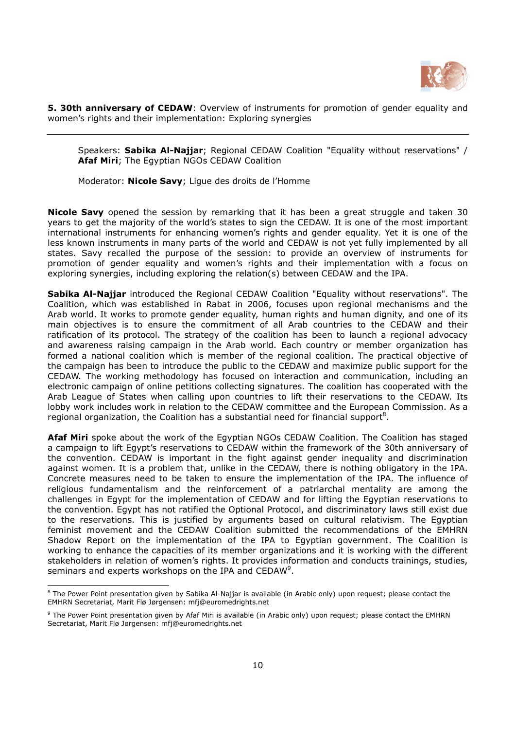**5. 30th anniversary of CEDAW**: Overview of instruments for promotion of gender equality and women's rights and their implementation: Exploring synergies

---

Speakers: **Sabika Al-Najjar**; Regional CEDAW Coalition "Equality without reservations" / **Afaf Miri**; The Egyptian NGOs CEDAW Coalition

Moderator: **Nicole Savy**; Ligue des droits de l'Homme

**Nicole Savy** opened the session by remarking that it has been a great struggle and taken 30 years to get the majority of the world's states to sign the CEDAW. It is one of the most important international instruments for enhancing women's rights and gender equality. Yet it is one of the less known instruments in many parts of the world and CEDAW is not yet fully implemented by all states. Savy recalled the purpose of the session: to provide an overview of instruments for promotion of gender equality and women's rights and their implementation with a focus on exploring synergies, including exploring the relation(s) between CEDAW and the IPA.

**Sabika Al-Najjar** introduced the Regional CEDAW Coalition "Equality without reservations". The Coalition, which was established in Rabat in 2006, focuses upon regional mechanisms and the Arab world. It works to promote gender equality, human rights and human dignity, and one of its main objectives is to ensure the commitment of all Arab countries to the CEDAW and their ratification of its protocol. The strategy of the coalition has been to launch a regional advocacy and awareness raising campaign in the Arab world. Each country or member organization has formed a national coalition which is member of the regional coalition. The practical objective of the campaign has been to introduce the public to the CEDAW and maximize public support for the CEDAW. The working methodology has focused on interaction and communication, including an electronic campaign of online petitions collecting signatures. The coalition has cooperated with the Arab League of States when calling upon countries to lift their reservations to the CEDAW. Its lobby work includes work in relation to the CEDAW committee and the European Commission. As a regional organization, the Coalition has a substantial need for financial support[8].

**Afaf Miri** spoke about the work of the Egyptian NGOs CEDAW Coalition. The Coalition has staged a campaign to lift Egypt's reservations to CEDAW within the framework of the 30th anniversary of the convention. CEDAW is important in the fight against gender inequality and discrimination against women. It is a problem that, unlike in the CEDAW, there is nothing obligatory in the IPA. Concrete measures need to be taken to ensure the implementation of the IPA. The influence of religious fundamentalism and the reinforcement of a patriarchal mentality are among the challenges in Egypt for the implementation of CEDAW and for lifting the Egyptian reservations to the convention. Egypt has not ratified the Optional Protocol, and discriminatory laws still exist due to the reservations. This is justified by arguments based on cultural relativism. The Egyptian feminist movement and the CEDAW Coalition submitted the recommendations of the EMHRN Shadow Report on the implementation of the IPA to Egyptian government. The Coalition is working to enhance the capacities of its member organizations and it is working with the different stakeholders in relation of women's rights. It provides information and conducts trainings, studies, seminars and experts workshops on the IPA and CEDAW[9].

---

[8] The Power Point presentation given by Sabika Al-Najjar is available (in Arabic only) upon request; please contact the EMHRN Secretariat, Marit Flø Jørgensen: mfj@euromedrights.net

[9] The Power Point presentation given by Afaf Miri is available (in Arabic only) upon request; please contact the EMHRN Secretariat, Marit Flø Jørgensen: mfj@euromedrights.net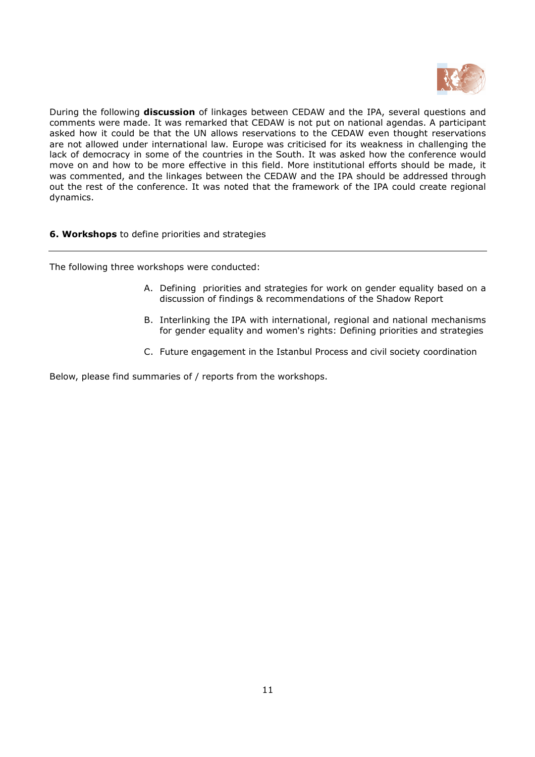During the following **discussion** of linkages between CEDAW and the IPA, several questions and comments were made. It was remarked that CEDAW is not put on national agendas. A participant asked how it could be that the UN allows reservations to the CEDAW even thought reservations are not allowed under international law. Europe was criticised for its weakness in challenging the lack of democracy in some of the countries in the South. It was asked how the conference would move on and how to be more effective in this field. More institutional efforts should be made, it was commented, and the linkages between the CEDAW and the IPA should be addressed through out the rest of the conference. It was noted that the framework of the IPA could create regional dynamics.

## 6. Workshops to define priorities and strategies

The following three workshops were conducted:

A. Defining priorities and strategies for work on gender equality based on a discussion of findings & recommendations of the Shadow Report

B. Interlinking the IPA with international, regional and national mechanisms for gender equality and women's rights: Defining priorities and strategies

C. Future engagement in the Istanbul Process and civil society coordination

Below, please find summaries of / reports from the workshops.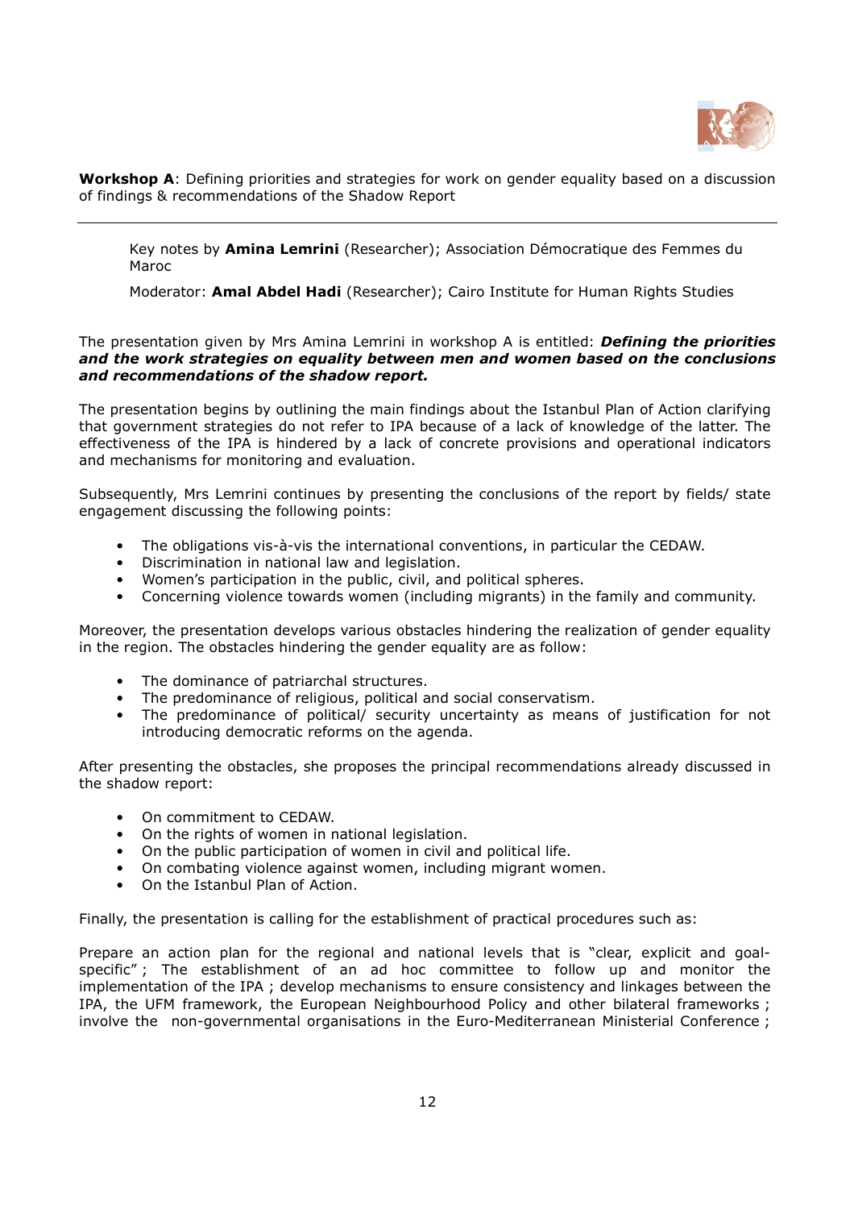**Workshop A**: Defining priorities and strategies for work on gender equality based on a discussion of findings & recommendations of the Shadow Report

---

Key notes by **Amina Lemrini** (Researcher); Association Démocratique des Femmes du Maroc

Moderator: **Amal Abdel Hadi** (Researcher); Cairo Institute for Human Rights Studies

The presentation given by Mrs Amina Lemrini in workshop A is entitled: ***Defining the priorities and the work strategies on equality between men and women based on the conclusions and recommendations of the shadow report.***

The presentation begins by outlining the main findings about the Istanbul Plan of Action clarifying that government strategies do not refer to IPA because of a lack of knowledge of the latter. The effectiveness of the IPA is hindered by a lack of concrete provisions and operational indicators and mechanisms for monitoring and evaluation.

Subsequently, Mrs Lemrini continues by presenting the conclusions of the report by fields/ state engagement discussing the following points:

- The obligations vis-à-vis the international conventions, in particular the CEDAW.
- Discrimination in national law and legislation.
- Women's participation in the public, civil, and political spheres.
- Concerning violence towards women (including migrants) in the family and community.

Moreover, the presentation develops various obstacles hindering the realization of gender equality in the region. The obstacles hindering the gender equality are as follow:

- The dominance of patriarchal structures.
- The predominance of religious, political and social conservatism.
- The predominance of political/ security uncertainty as means of justification for not introducing democratic reforms on the agenda.

After presenting the obstacles, she proposes the principal recommendations already discussed in the shadow report:

- On commitment to CEDAW.
- On the rights of women in national legislation.
- On the public participation of women in civil and political life.
- On combating violence against women, including migrant women.
- On the Istanbul Plan of Action.

Finally, the presentation is calling for the establishment of practical procedures such as:

Prepare an action plan for the regional and national levels that is "clear, explicit and goal-specific" ; The establishment of an ad hoc committee to follow up and monitor the implementation of the IPA ; develop mechanisms to ensure consistency and linkages between the IPA, the UFM framework, the European Neighbourhood Policy and other bilateral frameworks ; involve the non-governmental organisations in the Euro-Mediterranean Ministerial Conference ;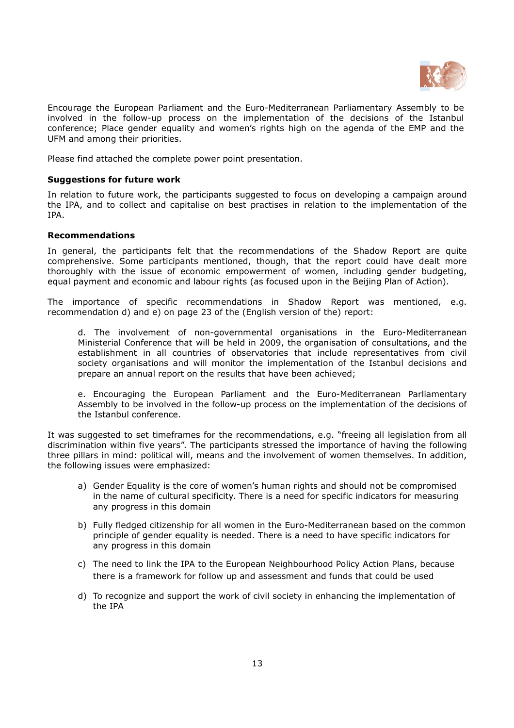Encourage the European Parliament and the Euro-Mediterranean Parliamentary Assembly to be involved in the follow-up process on the implementation of the decisions of the Istanbul conference; Place gender equality and women's rights high on the agenda of the EMP and the UFM and among their priorities.

Please find attached the complete power point presentation.

**Suggestions for future work**

In relation to future work, the participants suggested to focus on developing a campaign around the IPA, and to collect and capitalise on best practises in relation to the implementation of the IPA.

**Recommendations**

In general, the participants felt that the recommendations of the Shadow Report are quite comprehensive. Some participants mentioned, though, that the report could have dealt more thoroughly with the issue of economic empowerment of women, including gender budgeting, equal payment and economic and labour rights (as focused upon in the Beijing Plan of Action).

The importance of specific recommendations in Shadow Report was mentioned, e.g. recommendation d) and e) on page 23 of the (English version of the) report:

> d. The involvement of non-governmental organisations in the Euro-Mediterranean Ministerial Conference that will be held in 2009, the organisation of consultations, and the establishment in all countries of observatories that include representatives from civil society organisations and will monitor the implementation of the Istanbul decisions and prepare an annual report on the results that have been achieved;
>
> e. Encouraging the European Parliament and the Euro-Mediterranean Parliamentary Assembly to be involved in the follow-up process on the implementation of the decisions of the Istanbul conference.

It was suggested to set timeframes for the recommendations, e.g. "freeing all legislation from all discrimination within five years". The participants stressed the importance of having the following three pillars in mind: political will, means and the involvement of women themselves. In addition, the following issues were emphasized:

a) Gender Equality is the core of women's human rights and should not be compromised in the name of cultural specificity. There is a need for specific indicators for measuring any progress in this domain

b) Fully fledged citizenship for all women in the Euro-Mediterranean based on the common principle of gender equality is needed. There is a need to have specific indicators for any progress in this domain

c) The need to link the IPA to the European Neighbourhood Policy Action Plans, because there is a framework for follow up and assessment and funds that could be used

d) To recognize and support the work of civil society in enhancing the implementation of the IPA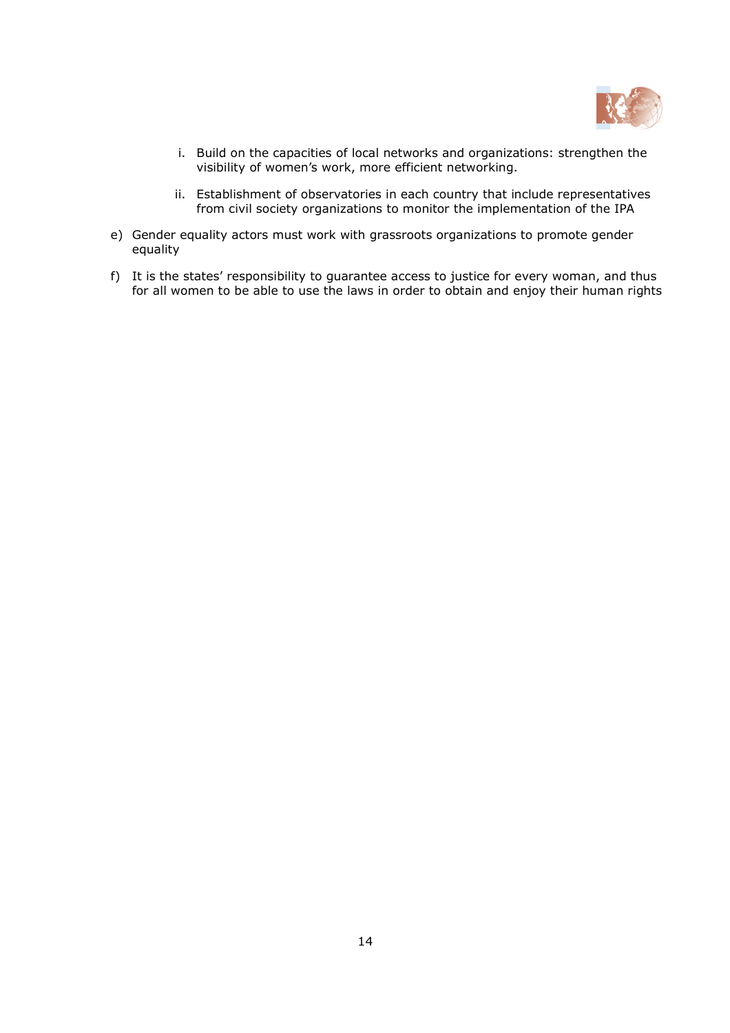i. Build on the capacities of local networks and organizations: strengthen the visibility of women's work, more efficient networking.

   ii. Establishment of observatories in each country that include representatives from civil society organizations to monitor the implementation of the IPA

e) Gender equality actors must work with grassroots organizations to promote gender equality

f) It is the states' responsibility to guarantee access to justice for every woman, and thus for all women to be able to use the laws in order to obtain and enjoy their human rights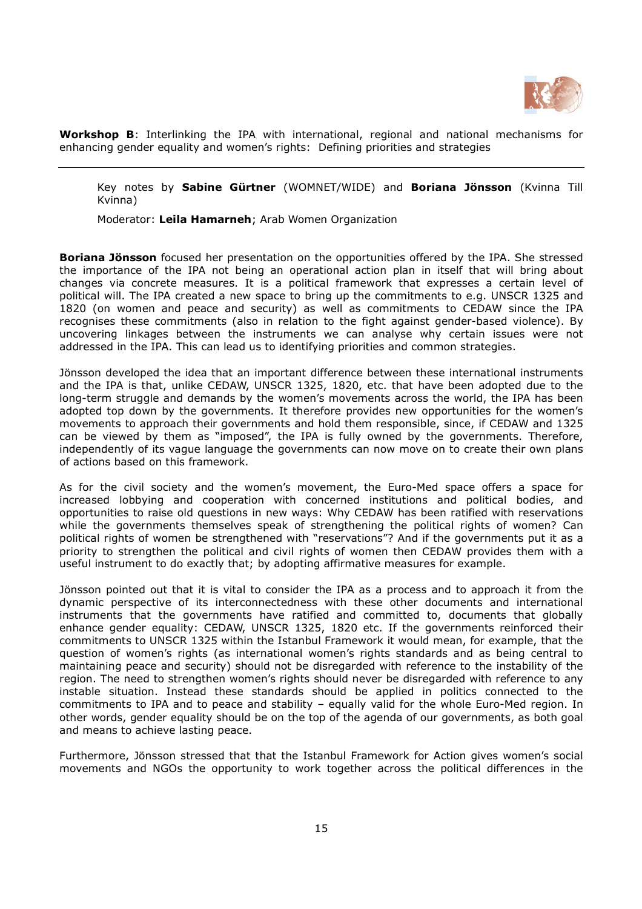**Workshop B**: Interlinking the IPA with international, regional and national mechanisms for enhancing gender equality and women's rights: Defining priorities and strategies

---

Key notes by **Sabine Gürtner** (WOMNET/WIDE) and **Boriana Jönsson** (Kvinna Till Kvinna)

Moderator: **Leila Hamarneh**; Arab Women Organization

**Boriana Jönsson** focused her presentation on the opportunities offered by the IPA. She stressed the importance of the IPA not being an operational action plan in itself that will bring about changes via concrete measures. It is a political framework that expresses a certain level of political will. The IPA created a new space to bring up the commitments to e.g. UNSCR 1325 and 1820 (on women and peace and security) as well as commitments to CEDAW since the IPA recognises these commitments (also in relation to the fight against gender-based violence). By uncovering linkages between the instruments we can analyse why certain issues were not addressed in the IPA. This can lead us to identifying priorities and common strategies.

Jönsson developed the idea that an important difference between these international instruments and the IPA is that, unlike CEDAW, UNSCR 1325, 1820, etc. that have been adopted due to the long-term struggle and demands by the women's movements across the world, the IPA has been adopted top down by the governments. It therefore provides new opportunities for the women's movements to approach their governments and hold them responsible, since, if CEDAW and 1325 can be viewed by them as "imposed", the IPA is fully owned by the governments. Therefore, independently of its vague language the governments can now move on to create their own plans of actions based on this framework.

As for the civil society and the women's movement, the Euro-Med space offers a space for increased lobbying and cooperation with concerned institutions and political bodies, and opportunities to raise old questions in new ways: Why CEDAW has been ratified with reservations while the governments themselves speak of strengthening the political rights of women? Can political rights of women be strengthened with "reservations"? And if the governments put it as a priority to strengthen the political and civil rights of women then CEDAW provides them with a useful instrument to do exactly that; by adopting affirmative measures for example.

Jönsson pointed out that it is vital to consider the IPA as a process and to approach it from the dynamic perspective of its interconnectedness with these other documents and international instruments that the governments have ratified and committed to, documents that globally enhance gender equality: CEDAW, UNSCR 1325, 1820 etc. If the governments reinforced their commitments to UNSCR 1325 within the Istanbul Framework it would mean, for example, that the question of women's rights (as international women's rights standards and as being central to maintaining peace and security) should not be disregarded with reference to the instability of the region. The need to strengthen women's rights should never be disregarded with reference to any instable situation. Instead these standards should be applied in politics connected to the commitments to IPA and to peace and stability – equally valid for the whole Euro-Med region. In other words, gender equality should be on the top of the agenda of our governments, as both goal and means to achieve lasting peace.

Furthermore, Jönsson stressed that that the Istanbul Framework for Action gives women's social movements and NGOs the opportunity to work together across the political differences in the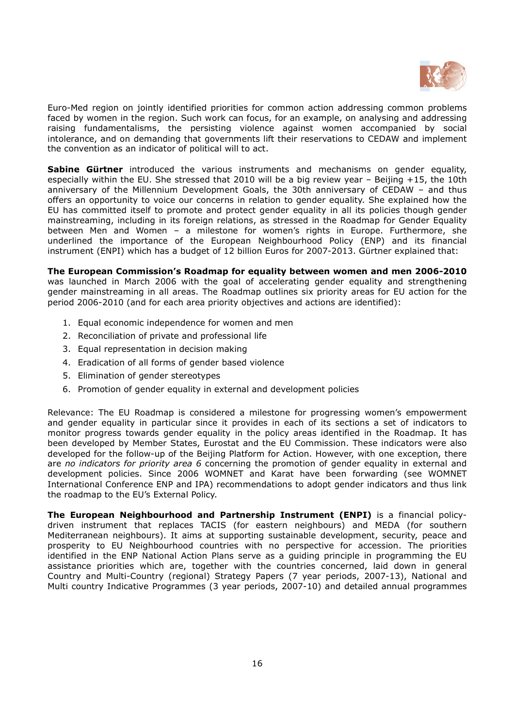Euro-Med region on jointly identified priorities for common action addressing common problems faced by women in the region. Such work can focus, for an example, on analysing and addressing raising fundamentalisms, the persisting violence against women accompanied by social intolerance, and on demanding that governments lift their reservations to CEDAW and implement the convention as an indicator of political will to act.

**Sabine Gürtner** introduced the various instruments and mechanisms on gender equality, especially within the EU. She stressed that 2010 will be a big review year – Beijing +15, the 10th anniversary of the Millennium Development Goals, the 30th anniversary of CEDAW – and thus offers an opportunity to voice our concerns in relation to gender equality. She explained how the EU has committed itself to promote and protect gender equality in all its policies though gender mainstreaming, including in its foreign relations, as stressed in the Roadmap for Gender Equality between Men and Women – a milestone for women's rights in Europe. Furthermore, she underlined the importance of the European Neighbourhood Policy (ENP) and its financial instrument (ENPI) which has a budget of 12 billion Euros for 2007-2013. Gürtner explained that:

**The European Commission's Roadmap for equality between women and men 2006-2010** was launched in March 2006 with the goal of accelerating gender equality and strengthening gender mainstreaming in all areas. The Roadmap outlines six priority areas for EU action for the period 2006-2010 (and for each area priority objectives and actions are identified):

1. Equal economic independence for women and men
2. Reconciliation of private and professional life
3. Equal representation in decision making
4. Eradication of all forms of gender based violence
5. Elimination of gender stereotypes
6. Promotion of gender equality in external and development policies

Relevance: The EU Roadmap is considered a milestone for progressing women's empowerment and gender equality in particular since it provides in each of its sections a set of indicators to monitor progress towards gender equality in the policy areas identified in the Roadmap. It has been developed by Member States, Eurostat and the EU Commission. These indicators were also developed for the follow-up of the Beijing Platform for Action. However, with one exception, there are *no indicators for priority area 6* concerning the promotion of gender equality in external and development policies. Since 2006 WOMNET and Karat have been forwarding (see WOMNET International Conference ENP and IPA) recommendations to adopt gender indicators and thus link the roadmap to the EU's External Policy.

**The European Neighbourhood and Partnership Instrument (ENPI)** is a financial policy-driven instrument that replaces TACIS (for eastern neighbours) and MEDA (for southern Mediterranean neighbours). It aims at supporting sustainable development, security, peace and prosperity to EU Neighbourhood countries with no perspective for accession. The priorities identified in the ENP National Action Plans serve as a guiding principle in programming the EU assistance priorities which are, together with the countries concerned, laid down in general Country and Multi-Country (regional) Strategy Papers (7 year periods, 2007-13), National and Multi country Indicative Programmes (3 year periods, 2007-10) and detailed annual programmes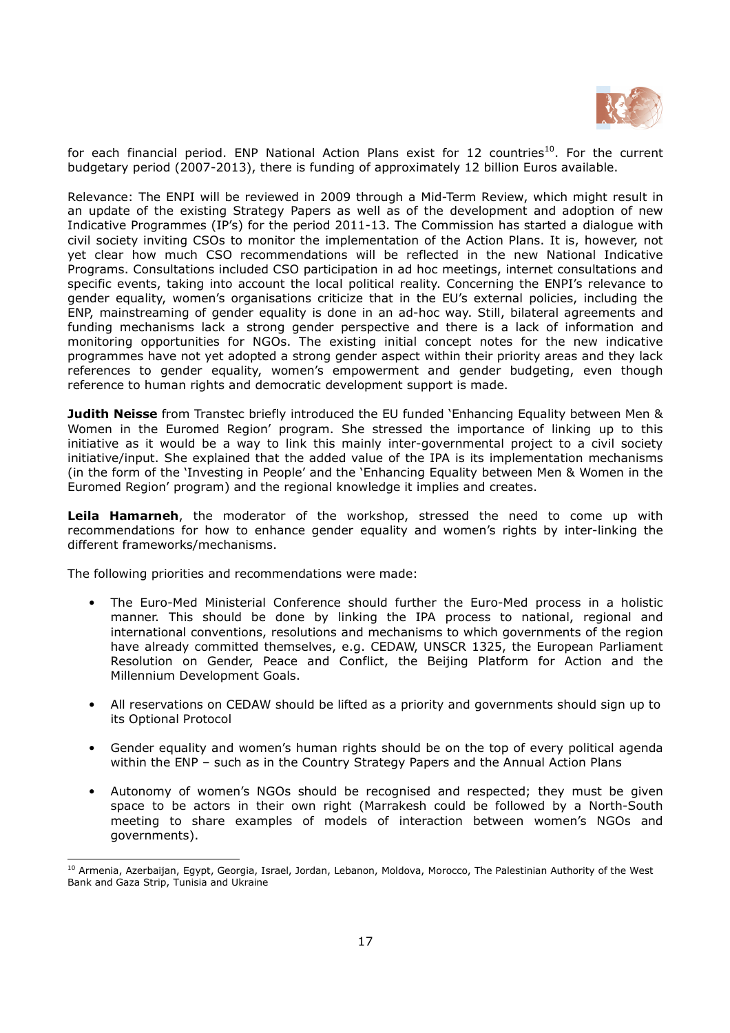for each financial period. ENP National Action Plans exist for 12 countries[10]. For the current budgetary period (2007-2013), there is funding of approximately 12 billion Euros available.

Relevance: The ENPI will be reviewed in 2009 through a Mid-Term Review, which might result in an update of the existing Strategy Papers as well as of the development and adoption of new Indicative Programmes (IP's) for the period 2011-13. The Commission has started a dialogue with civil society inviting CSOs to monitor the implementation of the Action Plans. It is, however, not yet clear how much CSO recommendations will be reflected in the new National Indicative Programs. Consultations included CSO participation in ad hoc meetings, internet consultations and specific events, taking into account the local political reality. Concerning the ENPI's relevance to gender equality, women's organisations criticize that in the EU's external policies, including the ENP, mainstreaming of gender equality is done in an ad-hoc way. Still, bilateral agreements and funding mechanisms lack a strong gender perspective and there is a lack of information and monitoring opportunities for NGOs. The existing initial concept notes for the new indicative programmes have not yet adopted a strong gender aspect within their priority areas and they lack references to gender equality, women's empowerment and gender budgeting, even though reference to human rights and democratic development support is made.

**Judith Neisse** from Transtec briefly introduced the EU funded 'Enhancing Equality between Men & Women in the Euromed Region' program. She stressed the importance of linking up to this initiative as it would be a way to link this mainly inter-governmental project to a civil society initiative/input. She explained that the added value of the IPA is its implementation mechanisms (in the form of the 'Investing in People' and the 'Enhancing Equality between Men & Women in the Euromed Region' program) and the regional knowledge it implies and creates.

**Leila Hamarneh**, the moderator of the workshop, stressed the need to come up with recommendations for how to enhance gender equality and women's rights by inter-linking the different frameworks/mechanisms.

The following priorities and recommendations were made:

- The Euro-Med Ministerial Conference should further the Euro-Med process in a holistic manner. This should be done by linking the IPA process to national, regional and international conventions, resolutions and mechanisms to which governments of the region have already committed themselves, e.g. CEDAW, UNSCR 1325, the European Parliament Resolution on Gender, Peace and Conflict, the Beijing Platform for Action and the Millennium Development Goals.
- All reservations on CEDAW should be lifted as a priority and governments should sign up to its Optional Protocol
- Gender equality and women's human rights should be on the top of every political agenda within the ENP – such as in the Country Strategy Papers and the Annual Action Plans
- Autonomy of women's NGOs should be recognised and respected; they must be given space to be actors in their own right (Marrakesh could be followed by a North-South meeting to share examples of models of interaction between women's NGOs and governments).

[10] Armenia, Azerbaijan, Egypt, Georgia, Israel, Jordan, Lebanon, Moldova, Morocco, The Palestinian Authority of the West Bank and Gaza Strip, Tunisia and Ukraine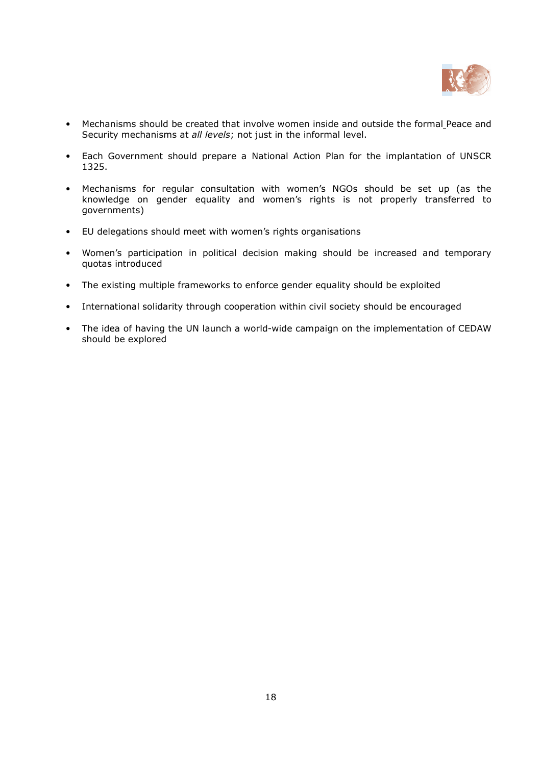- Mechanisms should be created that involve women inside and outside the formal Peace and Security mechanisms at *all levels*; not just in the informal level.

- Each Government should prepare a National Action Plan for the implantation of UNSCR 1325.

- Mechanisms for regular consultation with women's NGOs should be set up (as the knowledge on gender equality and women's rights is not properly transferred to governments)

- EU delegations should meet with women's rights organisations

- Women's participation in political decision making should be increased and temporary quotas introduced

- The existing multiple frameworks to enforce gender equality should be exploited

- International solidarity through cooperation within civil society should be encouraged

- The idea of having the UN launch a world-wide campaign on the implementation of CEDAW should be explored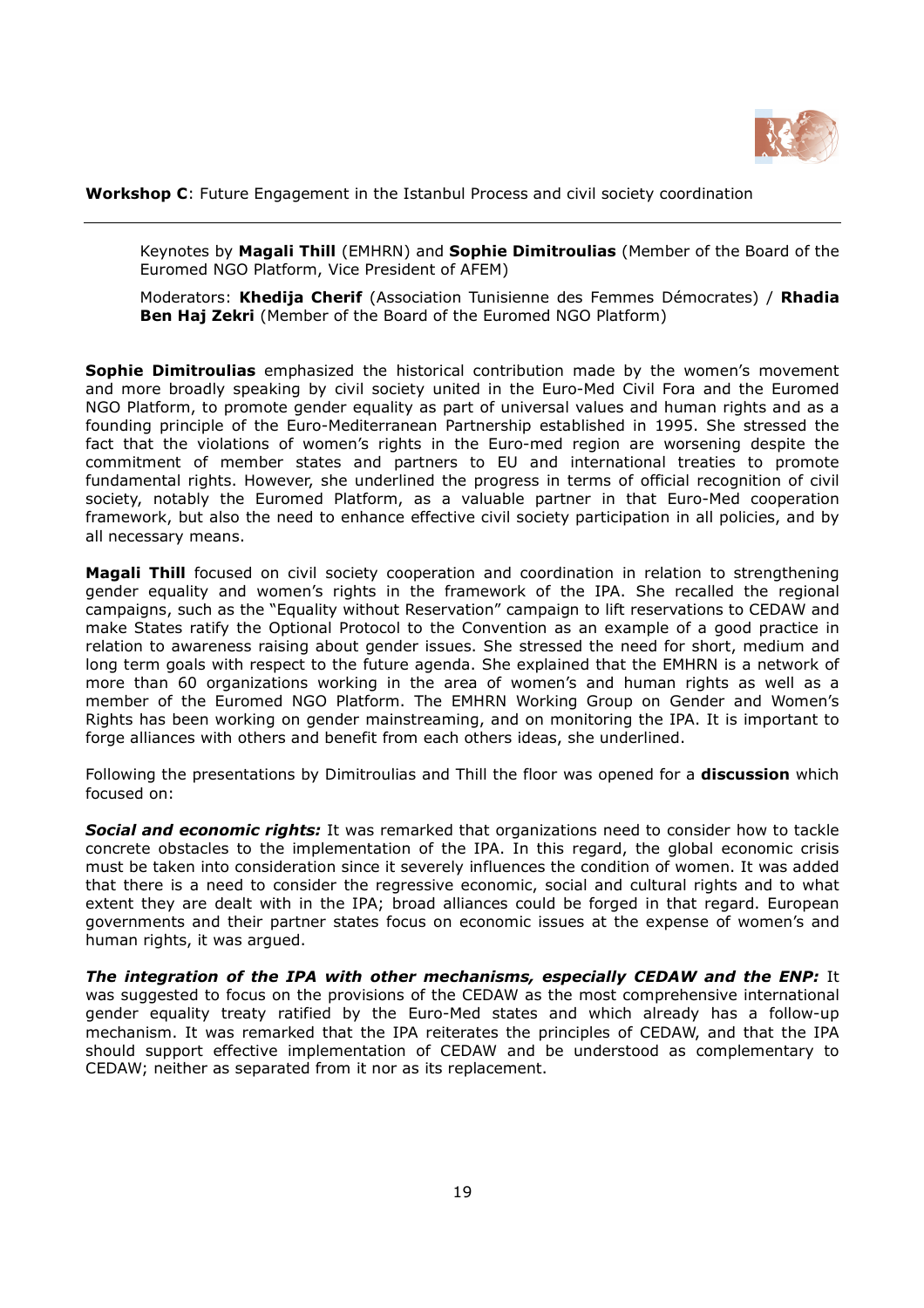**Workshop C**: Future Engagement in the Istanbul Process and civil society coordination

Keynotes by **Magali Thill** (EMHRN) and **Sophie Dimitroulias** (Member of the Board of the Euromed NGO Platform, Vice President of AFEM)

Moderators: **Khedija Cherif** (Association Tunisienne des Femmes Démocrates) / **Rhadia Ben Haj Zekri** (Member of the Board of the Euromed NGO Platform)

**Sophie Dimitroulias** emphasized the historical contribution made by the women's movement and more broadly speaking by civil society united in the Euro-Med Civil Fora and the Euromed NGO Platform, to promote gender equality as part of universal values and human rights and as a founding principle of the Euro-Mediterranean Partnership established in 1995. She stressed the fact that the violations of women's rights in the Euro-med region are worsening despite the commitment of member states and partners to EU and international treaties to promote fundamental rights. However, she underlined the progress in terms of official recognition of civil society, notably the Euromed Platform, as a valuable partner in that Euro-Med cooperation framework, but also the need to enhance effective civil society participation in all policies, and by all necessary means.

**Magali Thill** focused on civil society cooperation and coordination in relation to strengthening gender equality and women's rights in the framework of the IPA. She recalled the regional campaigns, such as the "Equality without Reservation" campaign to lift reservations to CEDAW and make States ratify the Optional Protocol to the Convention as an example of a good practice in relation to awareness raising about gender issues. She stressed the need for short, medium and long term goals with respect to the future agenda. She explained that the EMHRN is a network of more than 60 organizations working in the area of women's and human rights as well as a member of the Euromed NGO Platform. The EMHRN Working Group on Gender and Women's Rights has been working on gender mainstreaming, and on monitoring the IPA. It is important to forge alliances with others and benefit from each others ideas, she underlined.

Following the presentations by Dimitroulias and Thill the floor was opened for a **discussion** which focused on:

***Social and economic rights:*** It was remarked that organizations need to consider how to tackle concrete obstacles to the implementation of the IPA. In this regard, the global economic crisis must be taken into consideration since it severely influences the condition of women. It was added that there is a need to consider the regressive economic, social and cultural rights and to what extent they are dealt with in the IPA; broad alliances could be forged in that regard. European governments and their partner states focus on economic issues at the expense of women's and human rights, it was argued.

***The integration of the IPA with other mechanisms, especially CEDAW and the ENP:*** It was suggested to focus on the provisions of the CEDAW as the most comprehensive international gender equality treaty ratified by the Euro-Med states and which already has a follow-up mechanism. It was remarked that the IPA reiterates the principles of CEDAW, and that the IPA should support effective implementation of CEDAW and be understood as complementary to CEDAW; neither as separated from it nor as its replacement.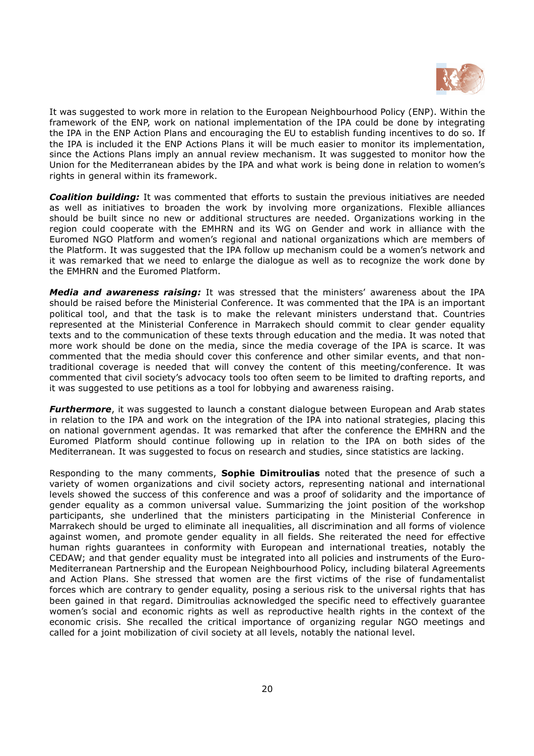It was suggested to work more in relation to the European Neighbourhood Policy (ENP). Within the framework of the ENP, work on national implementation of the IPA could be done by integrating the IPA in the ENP Action Plans and encouraging the EU to establish funding incentives to do so. If the IPA is included it the ENP Actions Plans it will be much easier to monitor its implementation, since the Actions Plans imply an annual review mechanism. It was suggested to monitor how the Union for the Mediterranean abides by the IPA and what work is being done in relation to women's rights in general within its framework.

***Coalition building:*** It was commented that efforts to sustain the previous initiatives are needed as well as initiatives to broaden the work by involving more organizations. Flexible alliances should be built since no new or additional structures are needed. Organizations working in the region could cooperate with the EMHRN and its WG on Gender and work in alliance with the Euromed NGO Platform and women's regional and national organizations which are members of the Platform. It was suggested that the IPA follow up mechanism could be a women's network and it was remarked that we need to enlarge the dialogue as well as to recognize the work done by the EMHRN and the Euromed Platform.

***Media and awareness raising:*** It was stressed that the ministers' awareness about the IPA should be raised before the Ministerial Conference. It was commented that the IPA is an important political tool, and that the task is to make the relevant ministers understand that. Countries represented at the Ministerial Conference in Marrakech should commit to clear gender equality texts and to the communication of these texts through education and the media. It was noted that more work should be done on the media, since the media coverage of the IPA is scarce. It was commented that the media should cover this conference and other similar events, and that non-traditional coverage is needed that will convey the content of this meeting/conference. It was commented that civil society's advocacy tools too often seem to be limited to drafting reports, and it was suggested to use petitions as a tool for lobbying and awareness raising.

***Furthermore***, it was suggested to launch a constant dialogue between European and Arab states in relation to the IPA and work on the integration of the IPA into national strategies, placing this on national government agendas. It was remarked that after the conference the EMHRN and the Euromed Platform should continue following up in relation to the IPA on both sides of the Mediterranean. It was suggested to focus on research and studies, since statistics are lacking.

Responding to the many comments, **Sophie Dimitroulias** noted that the presence of such a variety of women organizations and civil society actors, representing national and international levels showed the success of this conference and was a proof of solidarity and the importance of gender equality as a common universal value. Summarizing the joint position of the workshop participants, she underlined that the ministers participating in the Ministerial Conference in Marrakech should be urged to eliminate all inequalities, all discrimination and all forms of violence against women, and promote gender equality in all fields. She reiterated the need for effective human rights guarantees in conformity with European and international treaties, notably the CEDAW; and that gender equality must be integrated into all policies and instruments of the Euro-Mediterranean Partnership and the European Neighbourhood Policy, including bilateral Agreements and Action Plans. She stressed that women are the first victims of the rise of fundamentalist forces which are contrary to gender equality, posing a serious risk to the universal rights that has been gained in that regard. Dimitroulias acknowledged the specific need to effectively guarantee women's social and economic rights as well as reproductive health rights in the context of the economic crisis. She recalled the critical importance of organizing regular NGO meetings and called for a joint mobilization of civil society at all levels, notably the national level.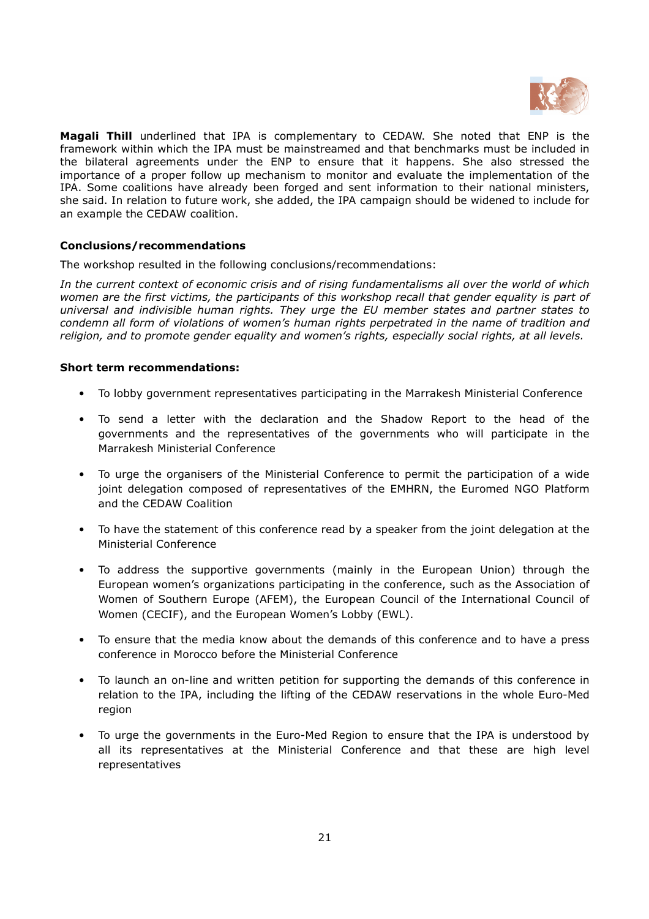**Magali Thill** underlined that IPA is complementary to CEDAW. She noted that ENP is the framework within which the IPA must be mainstreamed and that benchmarks must be included in the bilateral agreements under the ENP to ensure that it happens. She also stressed the importance of a proper follow up mechanism to monitor and evaluate the implementation of the IPA. Some coalitions have already been forged and sent information to their national ministers, she said. In relation to future work, she added, the IPA campaign should be widened to include for an example the CEDAW coalition.

**Conclusions/recommendations**

The workshop resulted in the following conclusions/recommendations:

*In the current context of economic crisis and of rising fundamentalisms all over the world of which women are the first victims, the participants of this workshop recall that gender equality is part of universal and indivisible human rights. They urge the EU member states and partner states to condemn all form of violations of women's human rights perpetrated in the name of tradition and religion, and to promote gender equality and women's rights, especially social rights, at all levels.*

**Short term recommendations:**

- To lobby government representatives participating in the Marrakesh Ministerial Conference
- To send a letter with the declaration and the Shadow Report to the head of the governments and the representatives of the governments who will participate in the Marrakesh Ministerial Conference
- To urge the organisers of the Ministerial Conference to permit the participation of a wide joint delegation composed of representatives of the EMHRN, the Euromed NGO Platform and the CEDAW Coalition
- To have the statement of this conference read by a speaker from the joint delegation at the Ministerial Conference
- To address the supportive governments (mainly in the European Union) through the European women's organizations participating in the conference, such as the Association of Women of Southern Europe (AFEM), the European Council of the International Council of Women (CECIF), and the European Women's Lobby (EWL).
- To ensure that the media know about the demands of this conference and to have a press conference in Morocco before the Ministerial Conference
- To launch an on-line and written petition for supporting the demands of this conference in relation to the IPA, including the lifting of the CEDAW reservations in the whole Euro-Med region
- To urge the governments in the Euro-Med Region to ensure that the IPA is understood by all its representatives at the Ministerial Conference and that these are high level representatives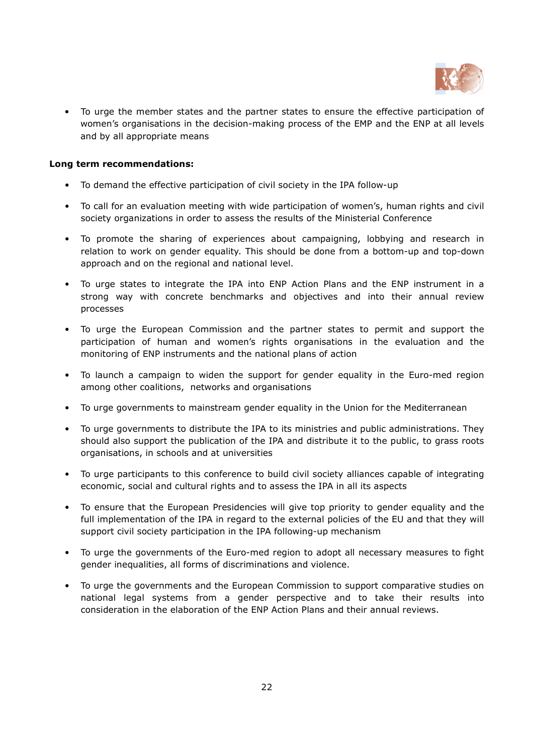- To urge the member states and the partner states to ensure the effective participation of women's organisations in the decision-making process of the EMP and the ENP at all levels and by all appropriate means

**Long term recommendations:**

- To demand the effective participation of civil society in the IPA follow-up
- To call for an evaluation meeting with wide participation of women's, human rights and civil society organizations in order to assess the results of the Ministerial Conference
- To promote the sharing of experiences about campaigning, lobbying and research in relation to work on gender equality. This should be done from a bottom-up and top-down approach and on the regional and national level.
- To urge states to integrate the IPA into ENP Action Plans and the ENP instrument in a strong way with concrete benchmarks and objectives and into their annual review processes
- To urge the European Commission and the partner states to permit and support the participation of human and women's rights organisations in the evaluation and the monitoring of ENP instruments and the national plans of action
- To launch a campaign to widen the support for gender equality in the Euro-med region among other coalitions, networks and organisations
- To urge governments to mainstream gender equality in the Union for the Mediterranean
- To urge governments to distribute the IPA to its ministries and public administrations. They should also support the publication of the IPA and distribute it to the public, to grass roots organisations, in schools and at universities
- To urge participants to this conference to build civil society alliances capable of integrating economic, social and cultural rights and to assess the IPA in all its aspects
- To ensure that the European Presidencies will give top priority to gender equality and the full implementation of the IPA in regard to the external policies of the EU and that they will support civil society participation in the IPA following-up mechanism
- To urge the governments of the Euro-med region to adopt all necessary measures to fight gender inequalities, all forms of discriminations and violence.
- To urge the governments and the European Commission to support comparative studies on national legal systems from a gender perspective and to take their results into consideration in the elaboration of the ENP Action Plans and their annual reviews.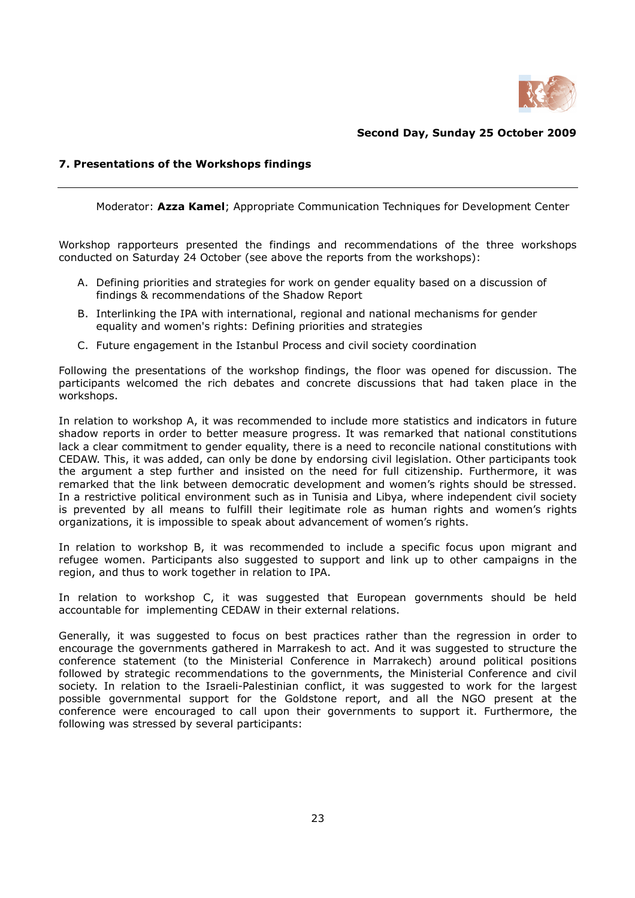**Second Day, Sunday 25 October 2009**

## 7. Presentations of the Workshops findings

---

Moderator: **Azza Kamel**; Appropriate Communication Techniques for Development Center

Workshop rapporteurs presented the findings and recommendations of the three workshops conducted on Saturday 24 October (see above the reports from the workshops):

A. Defining priorities and strategies for work on gender equality based on a discussion of findings & recommendations of the Shadow Report
B. Interlinking the IPA with international, regional and national mechanisms for gender equality and women's rights: Defining priorities and strategies
C. Future engagement in the Istanbul Process and civil society coordination

Following the presentations of the workshop findings, the floor was opened for discussion. The participants welcomed the rich debates and concrete discussions that had taken place in the workshops.

In relation to workshop A, it was recommended to include more statistics and indicators in future shadow reports in order to better measure progress. It was remarked that national constitutions lack a clear commitment to gender equality, there is a need to reconcile national constitutions with CEDAW. This, it was added, can only be done by endorsing civil legislation. Other participants took the argument a step further and insisted on the need for full citizenship. Furthermore, it was remarked that the link between democratic development and women's rights should be stressed. In a restrictive political environment such as in Tunisia and Libya, where independent civil society is prevented by all means to fulfill their legitimate role as human rights and women's rights organizations, it is impossible to speak about advancement of women's rights.

In relation to workshop B, it was recommended to include a specific focus upon migrant and refugee women. Participants also suggested to support and link up to other campaigns in the region, and thus to work together in relation to IPA.

In relation to workshop C, it was suggested that European governments should be held accountable for implementing CEDAW in their external relations.

Generally, it was suggested to focus on best practices rather than the regression in order to encourage the governments gathered in Marrakesh to act. And it was suggested to structure the conference statement (to the Ministerial Conference in Marrakech) around political positions followed by strategic recommendations to the governments, the Ministerial Conference and civil society. In relation to the Israeli-Palestinian conflict, it was suggested to work for the largest possible governmental support for the Goldstone report, and all the NGO present at the conference were encouraged to call upon their governments to support it. Furthermore, the following was stressed by several participants: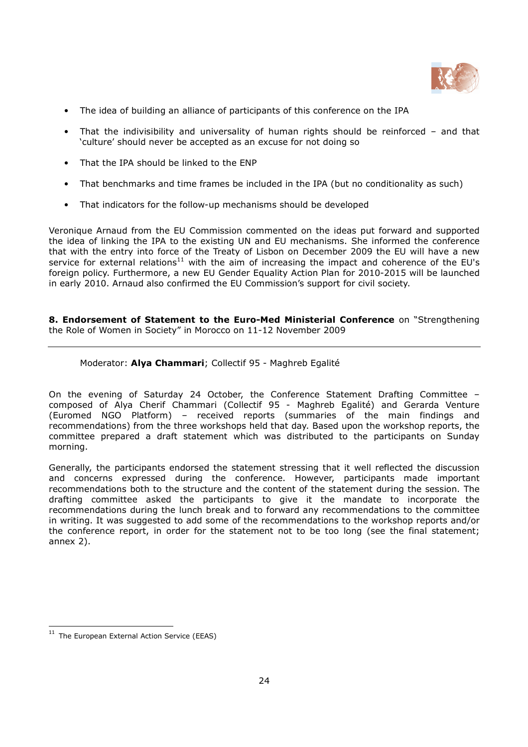- The idea of building an alliance of participants of this conference on the IPA
- That the indivisibility and universality of human rights should be reinforced – and that 'culture' should never be accepted as an excuse for not doing so
- That the IPA should be linked to the ENP
- That benchmarks and time frames be included in the IPA (but no conditionality as such)
- That indicators for the follow-up mechanisms should be developed

Veronique Arnaud from the EU Commission commented on the ideas put forward and supported the idea of linking the IPA to the existing UN and EU mechanisms. She informed the conference that with the entry into force of the Treaty of Lisbon on December 2009 the EU will have a new service for external relations[11] with the aim of increasing the impact and coherence of the EU's foreign policy. Furthermore, a new EU Gender Equality Action Plan for 2010-2015 will be launched in early 2010. Arnaud also confirmed the EU Commission's support for civil society.

## 8. Endorsement of Statement to the Euro-Med Ministerial Conference on "Strengthening the Role of Women in Society" in Morocco on 11-12 November 2009

Moderator: **Alya Chammari**; Collectif 95 - Maghreb Egalité

On the evening of Saturday 24 October, the Conference Statement Drafting Committee – composed of Alya Cherif Chammari (Collectif 95 - Maghreb Egalité) and Gerarda Venture (Euromed NGO Platform) – received reports (summaries of the main findings and recommendations) from the three workshops held that day. Based upon the workshop reports, the committee prepared a draft statement which was distributed to the participants on Sunday morning.

Generally, the participants endorsed the statement stressing that it well reflected the discussion and concerns expressed during the conference. However, participants made important recommendations both to the structure and the content of the statement during the session. The drafting committee asked the participants to give it the mandate to incorporate the recommendations during the lunch break and to forward any recommendations to the committee in writing. It was suggested to add some of the recommendations to the workshop reports and/or the conference report, in order for the statement not to be too long (see the final statement; annex 2).

---

[11] The European External Action Service (EEAS)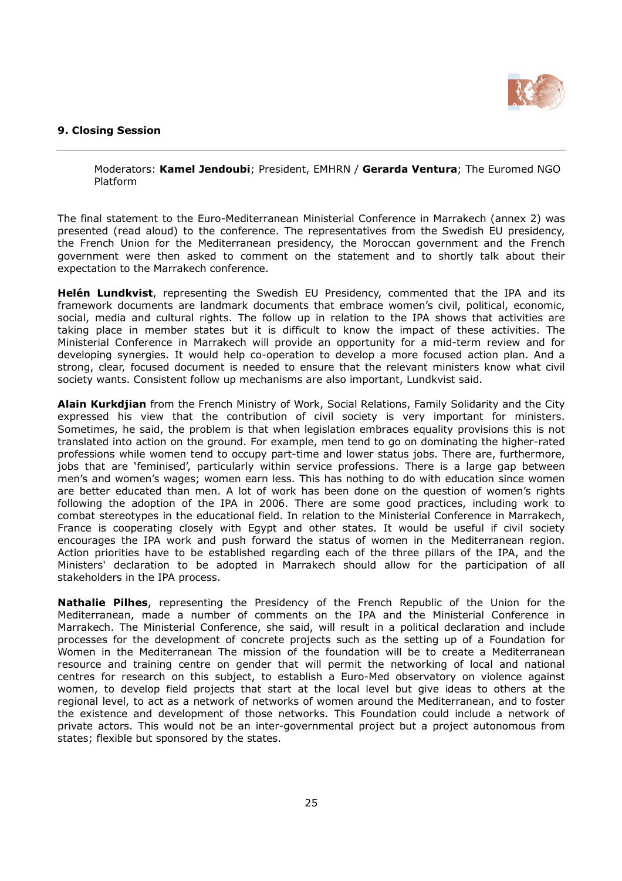## 9. Closing Session

Moderators: **Kamel Jendoubi**; President, EMHRN / **Gerarda Ventura**; The Euromed NGO Platform

The final statement to the Euro-Mediterranean Ministerial Conference in Marrakech (annex 2) was presented (read aloud) to the conference. The representatives from the Swedish EU presidency, the French Union for the Mediterranean presidency, the Moroccan government and the French government were then asked to comment on the statement and to shortly talk about their expectation to the Marrakech conference.

**Helén Lundkvist**, representing the Swedish EU Presidency, commented that the IPA and its framework documents are landmark documents that embrace women's civil, political, economic, social, media and cultural rights. The follow up in relation to the IPA shows that activities are taking place in member states but it is difficult to know the impact of these activities. The Ministerial Conference in Marrakech will provide an opportunity for a mid-term review and for developing synergies. It would help co-operation to develop a more focused action plan. And a strong, clear, focused document is needed to ensure that the relevant ministers know what civil society wants. Consistent follow up mechanisms are also important, Lundkvist said.

**Alain Kurkdjian** from the French Ministry of Work, Social Relations, Family Solidarity and the City expressed his view that the contribution of civil society is very important for ministers. Sometimes, he said, the problem is that when legislation embraces equality provisions this is not translated into action on the ground. For example, men tend to go on dominating the higher-rated professions while women tend to occupy part-time and lower status jobs. There are, furthermore, jobs that are 'feminised', particularly within service professions. There is a large gap between men's and women's wages; women earn less. This has nothing to do with education since women are better educated than men. A lot of work has been done on the question of women's rights following the adoption of the IPA in 2006. There are some good practices, including work to combat stereotypes in the educational field. In relation to the Ministerial Conference in Marrakech, France is cooperating closely with Egypt and other states. It would be useful if civil society encourages the IPA work and push forward the status of women in the Mediterranean region. Action priorities have to be established regarding each of the three pillars of the IPA, and the Ministers' declaration to be adopted in Marrakech should allow for the participation of all stakeholders in the IPA process.

**Nathalie Pilhes**, representing the Presidency of the French Republic of the Union for the Mediterranean, made a number of comments on the IPA and the Ministerial Conference in Marrakech. The Ministerial Conference, she said, will result in a political declaration and include processes for the development of concrete projects such as the setting up of a Foundation for Women in the Mediterranean The mission of the foundation will be to create a Mediterranean resource and training centre on gender that will permit the networking of local and national centres for research on this subject, to establish a Euro-Med observatory on violence against women, to develop field projects that start at the local level but give ideas to others at the regional level, to act as a network of networks of women around the Mediterranean, and to foster the existence and development of those networks. This Foundation could include a network of private actors. This would not be an inter-governmental project but a project autonomous from states; flexible but sponsored by the states.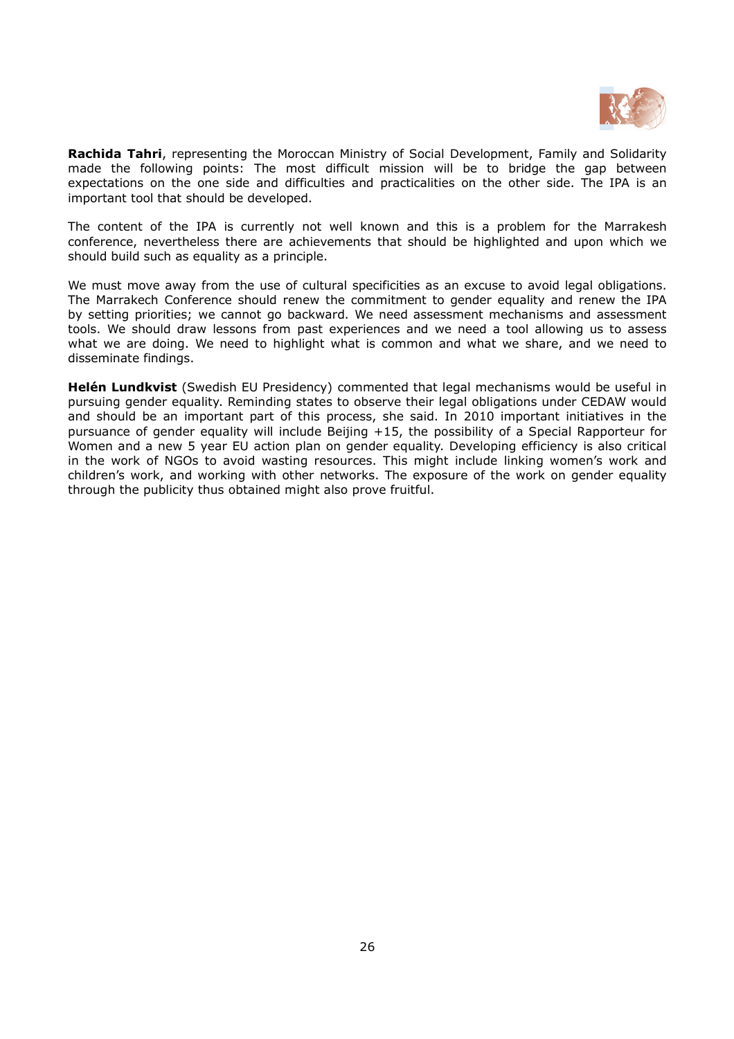**Rachida Tahri**, representing the Moroccan Ministry of Social Development, Family and Solidarity made the following points: The most difficult mission will be to bridge the gap between expectations on the one side and difficulties and practicalities on the other side. The IPA is an important tool that should be developed.

The content of the IPA is currently not well known and this is a problem for the Marrakesh conference, nevertheless there are achievements that should be highlighted and upon which we should build such as equality as a principle.

We must move away from the use of cultural specificities as an excuse to avoid legal obligations. The Marrakech Conference should renew the commitment to gender equality and renew the IPA by setting priorities; we cannot go backward. We need assessment mechanisms and assessment tools. We should draw lessons from past experiences and we need a tool allowing us to assess what we are doing. We need to highlight what is common and what we share, and we need to disseminate findings.

**Helén Lundkvist** (Swedish EU Presidency) commented that legal mechanisms would be useful in pursuing gender equality. Reminding states to observe their legal obligations under CEDAW would and should be an important part of this process, she said. In 2010 important initiatives in the pursuance of gender equality will include Beijing +15, the possibility of a Special Rapporteur for Women and a new 5 year EU action plan on gender equality. Developing efficiency is also critical in the work of NGOs to avoid wasting resources. This might include linking women's work and children's work, and working with other networks. The exposure of the work on gender equality through the publicity thus obtained might also prove fruitful.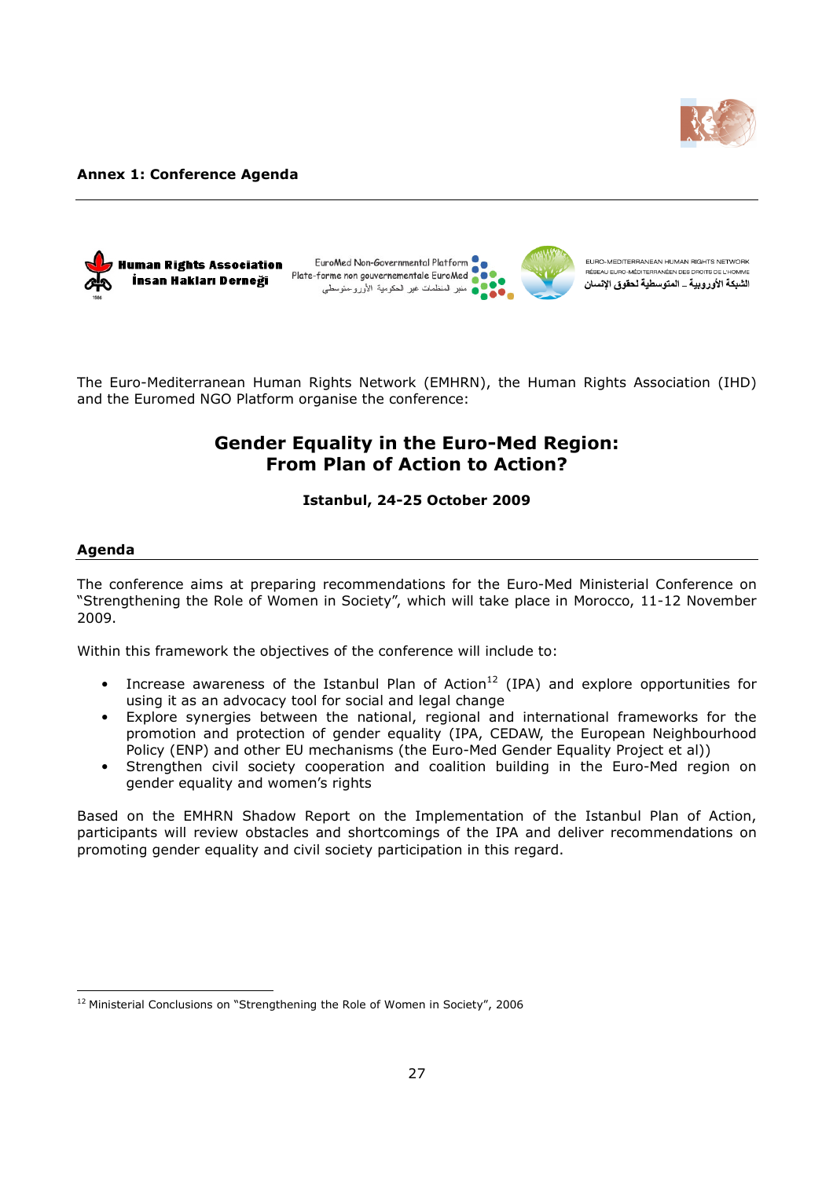**Annex 1: Conference Agenda**

Human Rights Association
İnsan Hakları Derneği

EuroMed Non-Governmental Platform
Plate-forme non gouvernementale EuroMed
منبر المنظمات غير الحكومية الأورو-متوسطي

EURO-MEDITERRANEAN HUMAN RIGHTS NETWORK
RÉSEAU EURO-MÉDITERRANÉEN DES DROITS DE L'HOMME
الشبكة الأوروبية ـ المتوسطية لحقوق الإنسان

The Euro-Mediterranean Human Rights Network (EMHRN), the Human Rights Association (IHD) and the Euromed NGO Platform organise the conference:

## Gender Equality in the Euro-Med Region: From Plan of Action to Action?

**Istanbul, 24-25 October 2009**

### Agenda

The conference aims at preparing recommendations for the Euro-Med Ministerial Conference on "Strengthening the Role of Women in Society", which will take place in Morocco, 11-12 November 2009.

Within this framework the objectives of the conference will include to:

- Increase awareness of the Istanbul Plan of Action[12] (IPA) and explore opportunities for using it as an advocacy tool for social and legal change
- Explore synergies between the national, regional and international frameworks for the promotion and protection of gender equality (IPA, CEDAW, the European Neighbourhood Policy (ENP) and other EU mechanisms (the Euro-Med Gender Equality Project et al))
- Strengthen civil society cooperation and coalition building in the Euro-Med region on gender equality and women's rights

Based on the EMHRN Shadow Report on the Implementation of the Istanbul Plan of Action, participants will review obstacles and shortcomings of the IPA and deliver recommendations on promoting gender equality and civil society participation in this regard.

---

[12] Ministerial Conclusions on "Strengthening the Role of Women in Society", 2006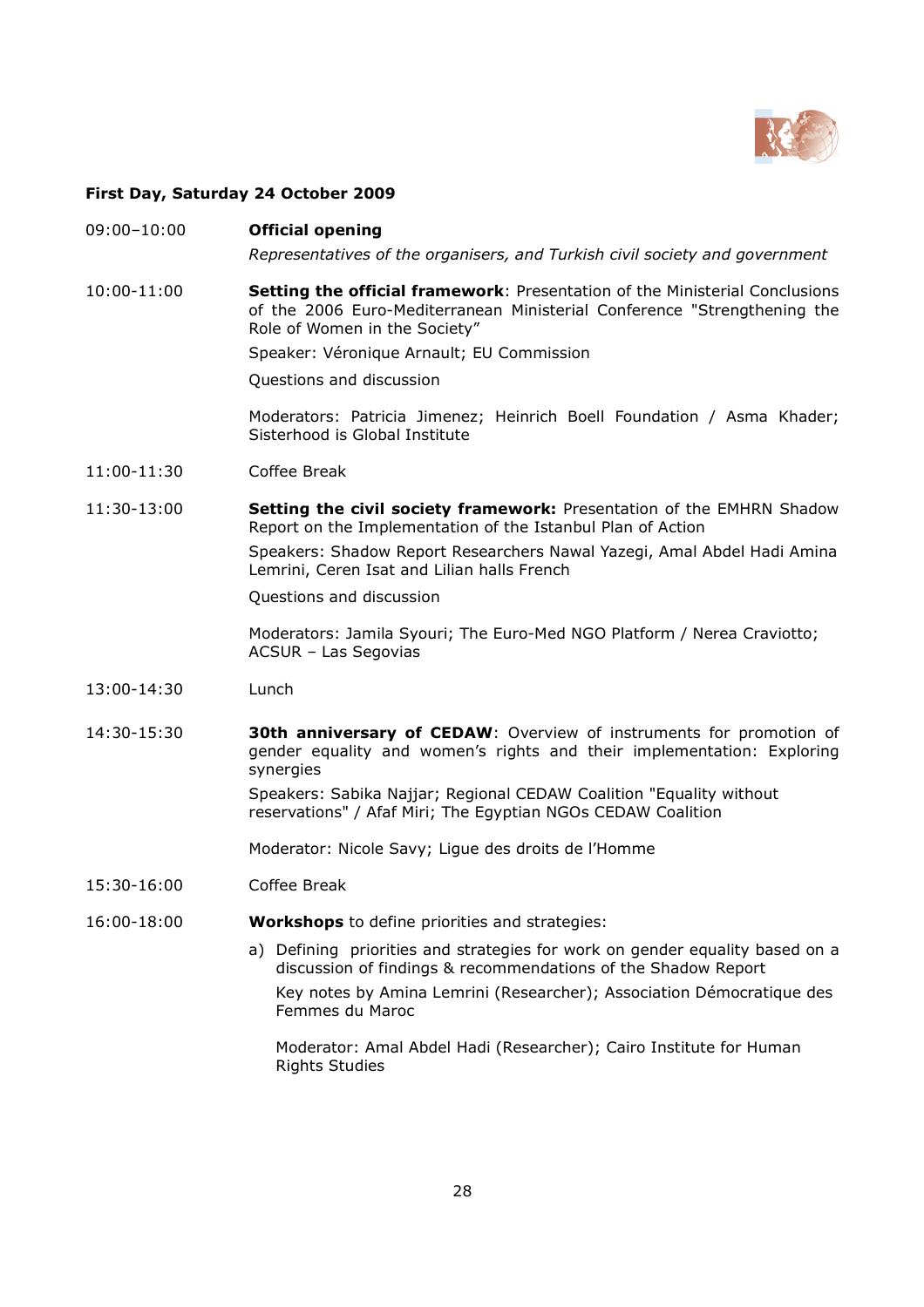**First Day, Saturday 24 October 2009**

09:00–10:00 **Official opening**

*Representatives of the organisers, and Turkish civil society and government*

10:00-11:00 **Setting the official framework**: Presentation of the Ministerial Conclusions of the 2006 Euro-Mediterranean Ministerial Conference "Strengthening the Role of Women in the Society"

Speaker: Véronique Arnault; EU Commission

Questions and discussion

Moderators: Patricia Jimenez; Heinrich Boell Foundation / Asma Khader; Sisterhood is Global Institute

11:00-11:30 Coffee Break

11:30-13:00 **Setting the civil society framework:** Presentation of the EMHRN Shadow Report on the Implementation of the Istanbul Plan of Action

Speakers: Shadow Report Researchers Nawal Yazegi, Amal Abdel Hadi Amina Lemrini, Ceren Isat and Lilian halls French

Questions and discussion

Moderators: Jamila Syouri; The Euro-Med NGO Platform / Nerea Craviotto; ACSUR – Las Segovias

13:00-14:30 Lunch

14:30-15:30 **30th anniversary of CEDAW**: Overview of instruments for promotion of gender equality and women's rights and their implementation: Exploring synergies

Speakers: Sabika Najjar; Regional CEDAW Coalition "Equality without reservations" / Afaf Miri; The Egyptian NGOs CEDAW Coalition

Moderator: Nicole Savy; Ligue des droits de l'Homme

15:30-16:00 Coffee Break

16:00-18:00 **Workshops** to define priorities and strategies:

a) Defining priorities and strategies for work on gender equality based on a discussion of findings & recommendations of the Shadow Report

   Key notes by Amina Lemrini (Researcher); Association Démocratique des Femmes du Maroc

   Moderator: Amal Abdel Hadi (Researcher); Cairo Institute for Human Rights Studies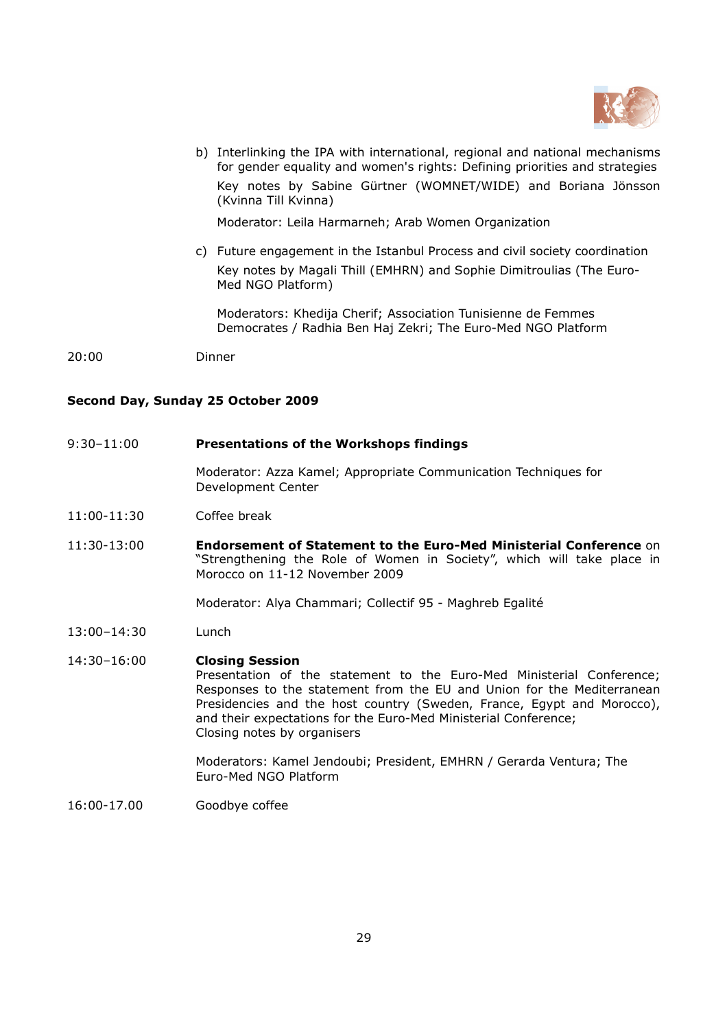b) Interlinking the IPA with international, regional and national mechanisms for gender equality and women's rights: Defining priorities and strategies

   Key notes by Sabine Gürtner (WOMNET/WIDE) and Boriana Jönsson (Kvinna Till Kvinna)

   Moderator: Leila Harmarneh; Arab Women Organization

c) Future engagement in the Istanbul Process and civil society coordination

   Key notes by Magali Thill (EMHRN) and Sophie Dimitroulias (The Euro-Med NGO Platform)

   Moderators: Khedija Cherif; Association Tunisienne de Femmes Democrates / Radhia Ben Haj Zekri; The Euro-Med NGO Platform

20:00 Dinner

**Second Day, Sunday 25 October 2009**

9:30–11:00 **Presentations of the Workshops findings**

Moderator: Azza Kamel; Appropriate Communication Techniques for Development Center

11:00-11:30 Coffee break

11:30-13:00 **Endorsement of Statement to the Euro-Med Ministerial Conference** on "Strengthening the Role of Women in Society", which will take place in Morocco on 11-12 November 2009

Moderator: Alya Chammari; Collectif 95 - Maghreb Egalité

13:00–14:30 Lunch

14:30–16:00 **Closing Session**
Presentation of the statement to the Euro-Med Ministerial Conference;
Responses to the statement from the EU and Union for the Mediterranean Presidencies and the host country (Sweden, France, Egypt and Morocco), and their expectations for the Euro-Med Ministerial Conference;
Closing notes by organisers

Moderators: Kamel Jendoubi; President, EMHRN / Gerarda Ventura; The Euro-Med NGO Platform

16:00-17.00 Goodbye coffee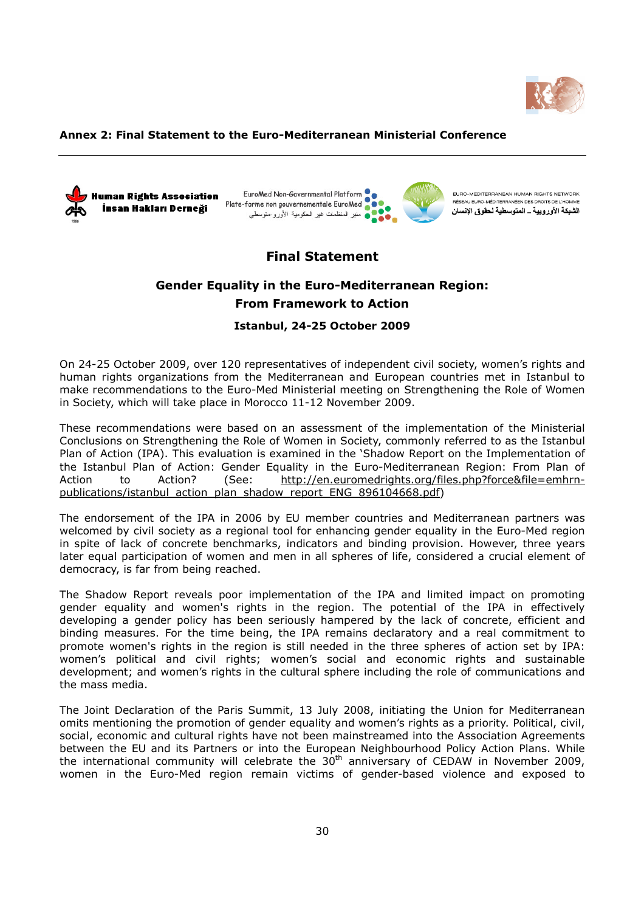**Annex 2: Final Statement to the Euro-Mediterranean Ministerial Conference**

Human Rights Association
İnsan Hakları Derneği

EuroMed Non-Governmental Platform
Plate-forme non gouvernementale EuroMed
منبر المنظمات غير الحكومية الأورو-متوسطي

EURO-MEDITERRANEAN HUMAN RIGHTS NETWORK
RÉSEAU EURO-MÉDITERRANÉEN DES DROITS DE L'HOMME
الشبكة الأوروبية ـ المتوسطية لحقوق الإنسان

## Final Statement

### Gender Equality in the Euro-Mediterranean Region: From Framework to Action

**Istanbul, 24-25 October 2009**

On 24-25 October 2009, over 120 representatives of independent civil society, women's rights and human rights organizations from the Mediterranean and European countries met in Istanbul to make recommendations to the Euro-Med Ministerial meeting on Strengthening the Role of Women in Society, which will take place in Morocco 11-12 November 2009.

These recommendations were based on an assessment of the implementation of the Ministerial Conclusions on Strengthening the Role of Women in Society, commonly referred to as the Istanbul Plan of Action (IPA). This evaluation is examined in the 'Shadow Report on the Implementation of the Istanbul Plan of Action: Gender Equality in the Euro-Mediterranean Region: From Plan of Action to Action? (See: http://en.euromedrights.org/files.php?force&file=emhrn-publications/istanbul_action_plan_shadow_report_ENG_896104668.pdf)

The endorsement of the IPA in 2006 by EU member countries and Mediterranean partners was welcomed by civil society as a regional tool for enhancing gender equality in the Euro-Med region in spite of lack of concrete benchmarks, indicators and binding provision. However, three years later equal participation of women and men in all spheres of life, considered a crucial element of democracy, is far from being reached.

The Shadow Report reveals poor implementation of the IPA and limited impact on promoting gender equality and women's rights in the region. The potential of the IPA in effectively developing a gender policy has been seriously hampered by the lack of concrete, efficient and binding measures. For the time being, the IPA remains declaratory and a real commitment to promote women's rights in the region is still needed in the three spheres of action set by IPA: women's political and civil rights; women's social and economic rights and sustainable development; and women's rights in the cultural sphere including the role of communications and the mass media.

The Joint Declaration of the Paris Summit, 13 July 2008, initiating the Union for Mediterranean omits mentioning the promotion of gender equality and women's rights as a priority. Political, civil, social, economic and cultural rights have not been mainstreamed into the Association Agreements between the EU and its Partners or into the European Neighbourhood Policy Action Plans. While the international community will celebrate the 30th anniversary of CEDAW in November 2009, women in the Euro-Med region remain victims of gender-based violence and exposed to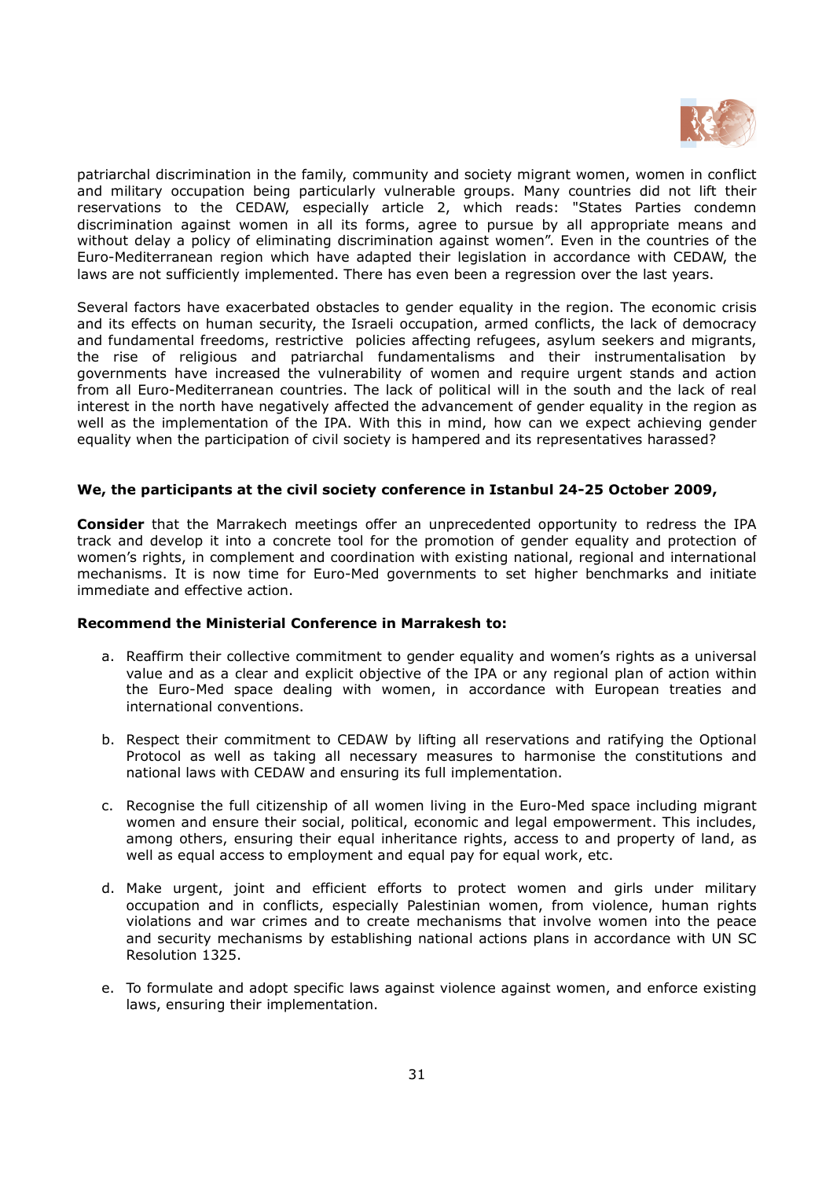patriarchal discrimination in the family, community and society migrant women, women in conflict and military occupation being particularly vulnerable groups. Many countries did not lift their reservations to the CEDAW, especially article 2, which reads: "States Parties condemn discrimination against women in all its forms, agree to pursue by all appropriate means and without delay a policy of eliminating discrimination against women". Even in the countries of the Euro-Mediterranean region which have adapted their legislation in accordance with CEDAW, the laws are not sufficiently implemented. There has even been a regression over the last years.

Several factors have exacerbated obstacles to gender equality in the region. The economic crisis and its effects on human security, the Israeli occupation, armed conflicts, the lack of democracy and fundamental freedoms, restrictive policies affecting refugees, asylum seekers and migrants, the rise of religious and patriarchal fundamentalisms and their instrumentalisation by governments have increased the vulnerability of women and require urgent stands and action from all Euro-Mediterranean countries. The lack of political will in the south and the lack of real interest in the north have negatively affected the advancement of gender equality in the region as well as the implementation of the IPA. With this in mind, how can we expect achieving gender equality when the participation of civil society is hampered and its representatives harassed?

**We, the participants at the civil society conference in Istanbul 24-25 October 2009,**

**Consider** that the Marrakech meetings offer an unprecedented opportunity to redress the IPA track and develop it into a concrete tool for the promotion of gender equality and protection of women's rights, in complement and coordination with existing national, regional and international mechanisms. It is now time for Euro-Med governments to set higher benchmarks and initiate immediate and effective action.

**Recommend the Ministerial Conference in Marrakesh to:**

a. Reaffirm their collective commitment to gender equality and women's rights as a universal value and as a clear and explicit objective of the IPA or any regional plan of action within the Euro-Med space dealing with women, in accordance with European treaties and international conventions.

b. Respect their commitment to CEDAW by lifting all reservations and ratifying the Optional Protocol as well as taking all necessary measures to harmonise the constitutions and national laws with CEDAW and ensuring its full implementation.

c. Recognise the full citizenship of all women living in the Euro-Med space including migrant women and ensure their social, political, economic and legal empowerment. This includes, among others, ensuring their equal inheritance rights, access to and property of land, as well as equal access to employment and equal pay for equal work, etc.

d. Make urgent, joint and efficient efforts to protect women and girls under military occupation and in conflicts, especially Palestinian women, from violence, human rights violations and war crimes and to create mechanisms that involve women into the peace and security mechanisms by establishing national actions plans in accordance with UN SC Resolution 1325.

e. To formulate and adopt specific laws against violence against women, and enforce existing laws, ensuring their implementation.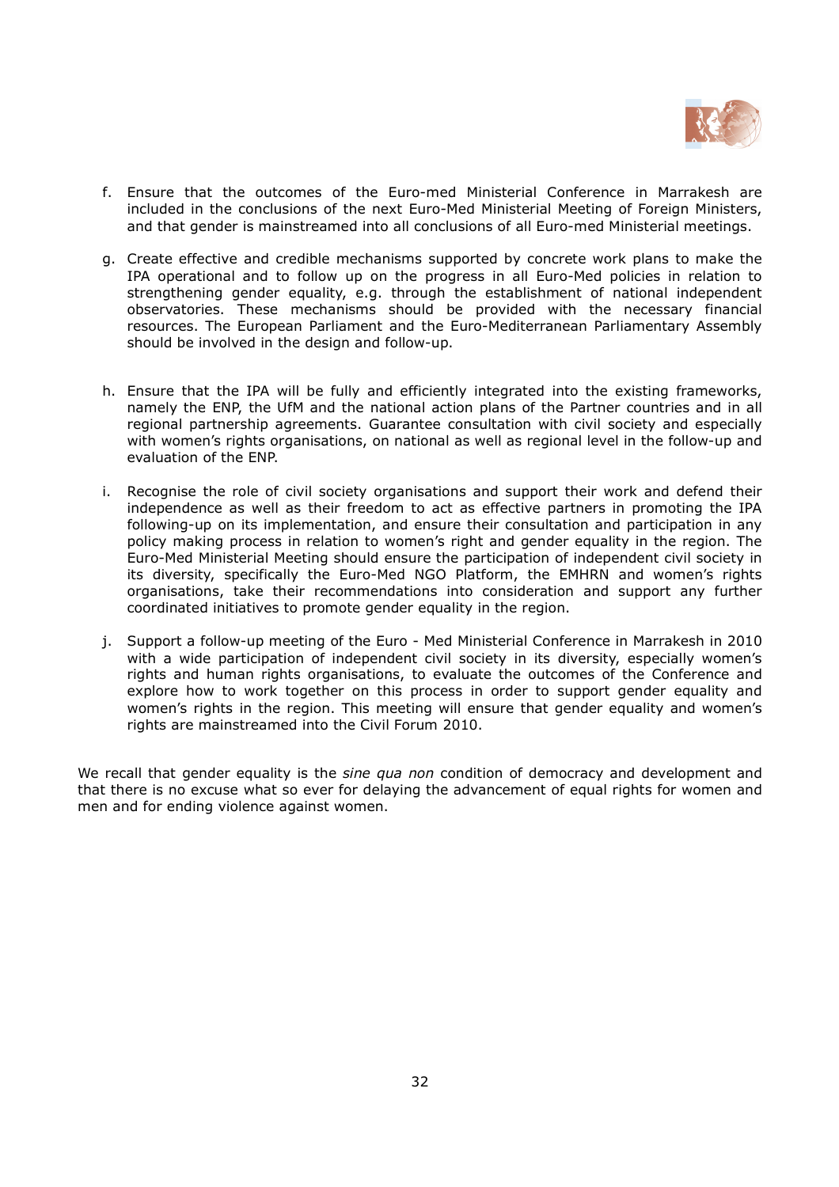f. Ensure that the outcomes of the Euro-med Ministerial Conference in Marrakesh are included in the conclusions of the next Euro-Med Ministerial Meeting of Foreign Ministers, and that gender is mainstreamed into all conclusions of all Euro-med Ministerial meetings.

g. Create effective and credible mechanisms supported by concrete work plans to make the IPA operational and to follow up on the progress in all Euro-Med policies in relation to strengthening gender equality, e.g. through the establishment of national independent observatories. These mechanisms should be provided with the necessary financial resources. The European Parliament and the Euro-Mediterranean Parliamentary Assembly should be involved in the design and follow-up.

h. Ensure that the IPA will be fully and efficiently integrated into the existing frameworks, namely the ENP, the UfM and the national action plans of the Partner countries and in all regional partnership agreements. Guarantee consultation with civil society and especially with women's rights organisations, on national as well as regional level in the follow-up and evaluation of the ENP.

i. Recognise the role of civil society organisations and support their work and defend their independence as well as their freedom to act as effective partners in promoting the IPA following-up on its implementation, and ensure their consultation and participation in any policy making process in relation to women's right and gender equality in the region. The Euro-Med Ministerial Meeting should ensure the participation of independent civil society in its diversity, specifically the Euro-Med NGO Platform, the EMHRN and women's rights organisations, take their recommendations into consideration and support any further coordinated initiatives to promote gender equality in the region.

j. Support a follow-up meeting of the Euro - Med Ministerial Conference in Marrakesh in 2010 with a wide participation of independent civil society in its diversity, especially women's rights and human rights organisations, to evaluate the outcomes of the Conference and explore how to work together on this process in order to support gender equality and women's rights in the region. This meeting will ensure that gender equality and women's rights are mainstreamed into the Civil Forum 2010.

We recall that gender equality is the *sine qua non* condition of democracy and development and that there is no excuse what so ever for delaying the advancement of equal rights for women and men and for ending violence against women.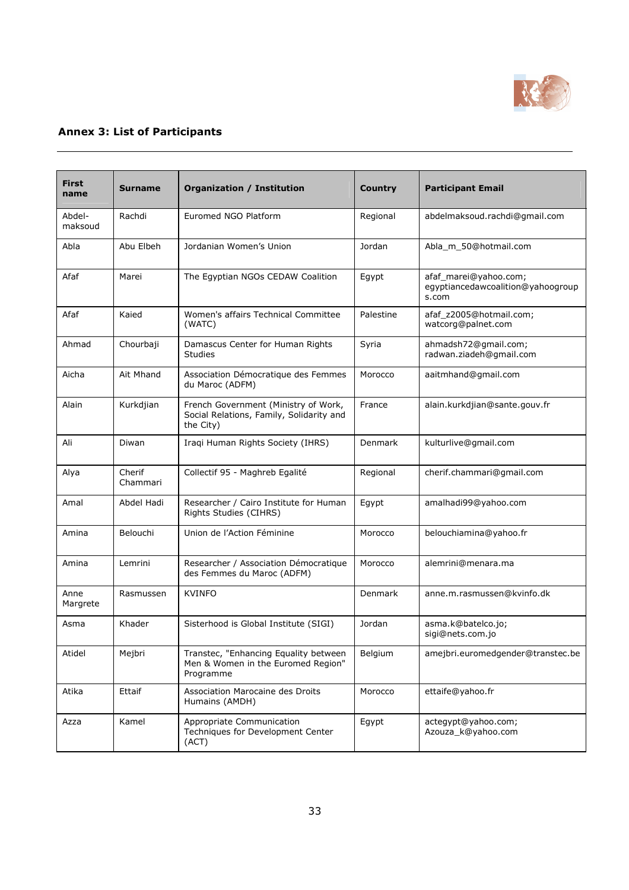## Annex 3: List of Participants

| First name | Surname | Organization / Institution | Country | Participant Email |
|---|---|---|---|---|
| Abdel-maksoud | Rachdi | Euromed NGO Platform | Regional | abdelmaksoud.rachdi@gmail.com |
| Abla | Abu Elbeh | Jordanian Women's Union | Jordan | Abla_m_50@hotmail.com |
| Afaf | Marei | The Egyptian NGOs CEDAW Coalition | Egypt | afaf_marei@yahoo.com; egyptiancedawcoalition@yahoogroups.com |
| Afaf | Kaied | Women's affairs Technical Committee (WATC) | Palestine | afaf_z2005@hotmail.com; watcorg@palnet.com |
| Ahmad | Chourbaji | Damascus Center for Human Rights Studies | Syria | ahmadsh72@gmail.com; radwan.ziadeh@gmail.com |
| Aicha | Ait Mhand | Association Démocratique des Femmes du Maroc (ADFM) | Morocco | aaitmhand@gmail.com |
| Alain | Kurkdjian | French Government (Ministry of Work, Social Relations, Family, Solidarity and the City) | France | alain.kurkdjian@sante.gouv.fr |
| Ali | Diwan | Iraqi Human Rights Society (IHRS) | Denmark | kulturlive@gmail.com |
| Alya | Cherif Chammari | Collectif 95 - Maghreb Egalité | Regional | cherif.chammari@gmail.com |
| Amal | Abdel Hadi | Researcher / Cairo Institute for Human Rights Studies (CIHRS) | Egypt | amalhadi99@yahoo.com |
| Amina | Belouchi | Union de l'Action Féminine | Morocco | belouchiamina@yahoo.fr |
| Amina | Lemrini | Researcher / Association Démocratique des Femmes du Maroc (ADFM) | Morocco | alemrini@menara.ma |
| Anne Margrete | Rasmussen | KVINFO | Denmark | anne.m.rasmussen@kvinfo.dk |
| Asma | Khader | Sisterhood is Global Institute (SIGI) | Jordan | asma.k@batelco.jo; sigi@nets.com.jo |
| Atidel | Mejbri | Transtec, "Enhancing Equality between Men & Women in the Euromed Region" Programme | Belgium | amejbri.euromedgender@transtec.be |
| Atika | Ettaif | Association Marocaine des Droits Humains (AMDH) | Morocco | ettaife@yahoo.fr |
| Azza | Kamel | Appropriate Communication Techniques for Development Center (ACT) | Egypt | actegypt@yahoo.com; Azouza_k@yahoo.com |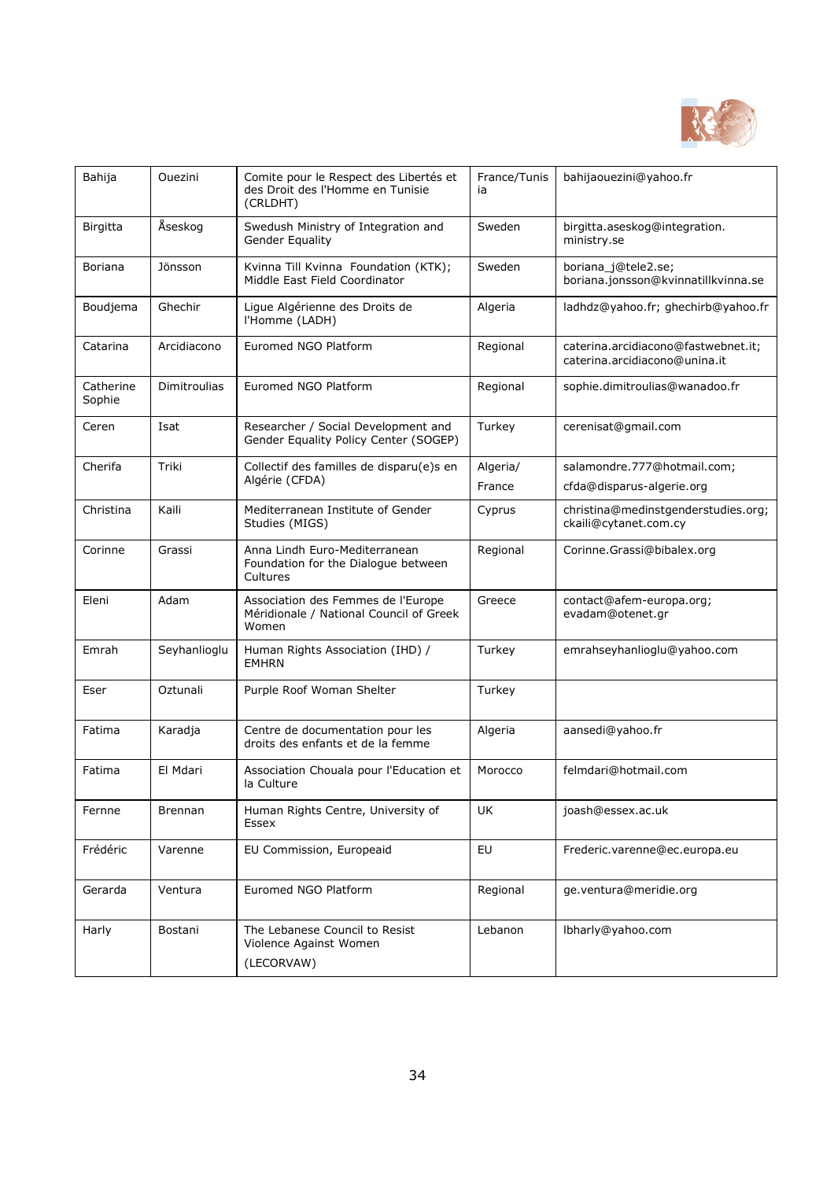| | | | | |
|---|---|---|---|---|
| Bahija | Ouezini | Comite pour le Respect des Libertés et des Droit des l'Homme en Tunisie (CRLDHT) | France/Tunisia | bahijaouezini@yahoo.fr |
| Birgitta | Åseskog | Swedush Ministry of Integration and Gender Equality | Sweden | birgitta.aseskog@integration.ministry.se |
| Boriana | Jönsson | Kvinna Till Kvinna Foundation (KTK); Middle East Field Coordinator | Sweden | boriana_j@tele2.se; boriana.jonsson@kvinnatillkvinna.se |
| Boudjema | Ghechir | Ligue Algérienne des Droits de l'Homme (LADH) | Algeria | ladhdz@yahoo.fr; ghechirb@yahoo.fr |
| Catarina | Arcidiacono | Euromed NGO Platform | Regional | caterina.arcidiacono@fastwebnet.it; caterina.arcidiacono@unina.it |
| Catherine Sophie | Dimitroulias | Euromed NGO Platform | Regional | sophie.dimitroulias@wanadoo.fr |
| Ceren | Isat | Researcher / Social Development and Gender Equality Policy Center (SOGEP) | Turkey | cerenisat@gmail.com |
| Cherifa | Triki | Collectif des familles de disparu(e)s en Algérie (CFDA) | Algeria/ France | salamondre.777@hotmail.com; cfda@disparus-algerie.org |
| Christina | Kaili | Mediterranean Institute of Gender Studies (MIGS) | Cyprus | christina@medinstgenderstudies.org; ckaili@cytanet.com.cy |
| Corinne | Grassi | Anna Lindh Euro-Mediterranean Foundation for the Dialogue between Cultures | Regional | Corinne.Grassi@bibalex.org |
| Eleni | Adam | Association des Femmes de l'Europe Méridionale / National Council of Greek Women | Greece | contact@afem-europa.org; evadam@otenet.gr |
| Emrah | Seyhanlioglu | Human Rights Association (IHD) / EMHRN | Turkey | emrahseyhanlioglu@yahoo.com |
| Eser | Oztunali | Purple Roof Woman Shelter | Turkey | |
| Fatima | Karadja | Centre de documentation pour les droits des enfants et de la femme | Algeria | aansedi@yahoo.fr |
| Fatima | El Mdari | Association Chouala pour l'Education et la Culture | Morocco | felmdari@hotmail.com |
| Fernne | Brennan | Human Rights Centre, University of Essex | UK | joash@essex.ac.uk |
| Frédéric | Varenne | EU Commission, Europeaid | EU | Frederic.varenne@ec.europa.eu |
| Gerarda | Ventura | Euromed NGO Platform | Regional | ge.ventura@meridie.org |
| Harly | Bostani | The Lebanese Council to Resist Violence Against Women (LECORVAW) | Lebanon | lbharly@yahoo.com |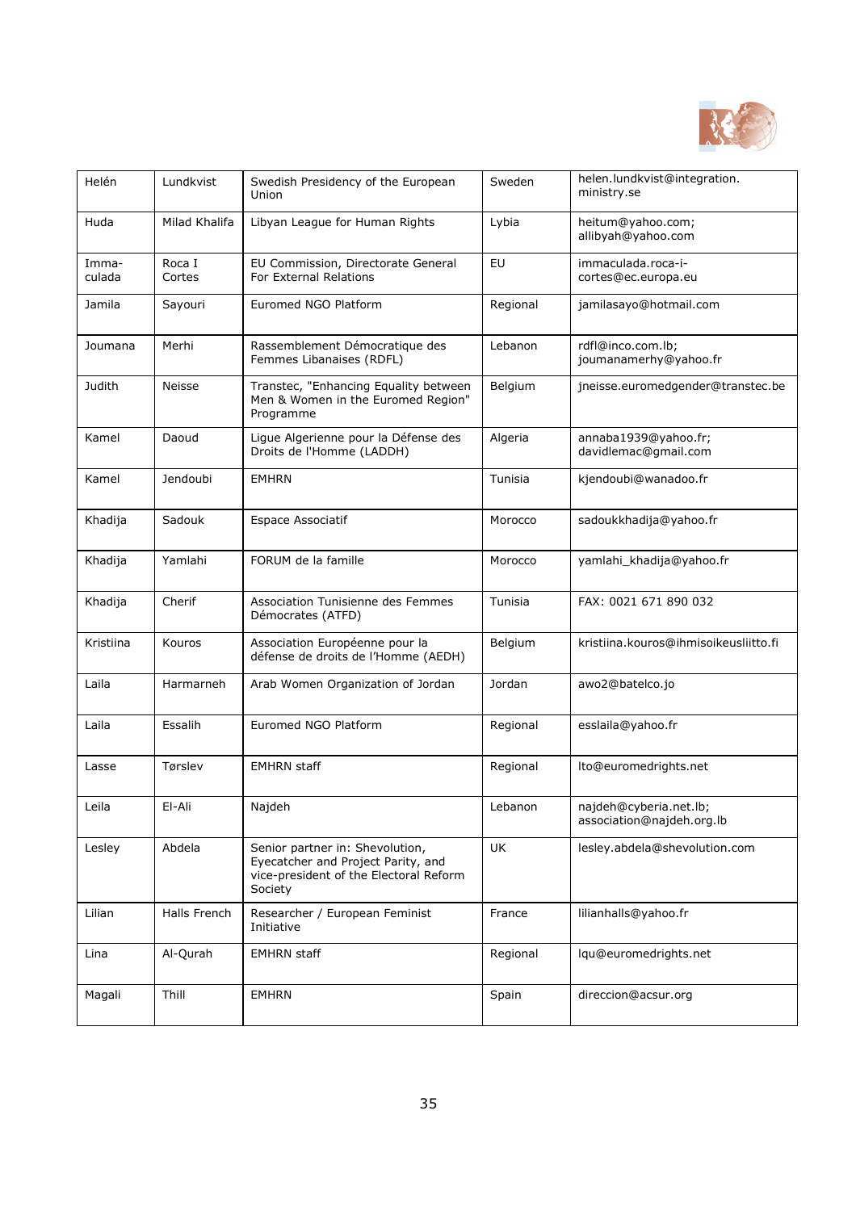| Helén | Lundkvist | Swedish Presidency of the European Union | Sweden | helen.lundkvist@integration.ministry.se |
|---|---|---|---|---|
| Huda | Milad Khalifa | Libyan League for Human Rights | Lybia | heitum@yahoo.com; allibyah@yahoo.com |
| Imma-culada | Roca I Cortes | EU Commission, Directorate General For External Relations | EU | immaculada.roca-i-cortes@ec.europa.eu |
| Jamila | Sayouri | Euromed NGO Platform | Regional | jamilasayo@hotmail.com |
| Joumana | Merhi | Rassemblement Démocratique des Femmes Libanaises (RDFL) | Lebanon | rdfl@inco.com.lb; joumanamerhy@yahoo.fr |
| Judith | Neisse | Transtec, "Enhancing Equality between Men & Women in the Euromed Region" Programme | Belgium | jneisse.euromedgender@transtec.be |
| Kamel | Daoud | Ligue Algerienne pour la Défense des Droits de l'Homme (LADDH) | Algeria | annaba1939@yahoo.fr; davidlemac@gmail.com |
| Kamel | Jendoubi | EMHRN | Tunisia | kjendoubi@wanadoo.fr |
| Khadija | Sadouk | Espace Associatif | Morocco | sadoukkhadija@yahoo.fr |
| Khadija | Yamlahi | FORUM de la famille | Morocco | yamlahi_khadija@yahoo.fr |
| Khadija | Cherif | Association Tunisienne des Femmes Démocrates (ATFD) | Tunisia | FAX: 0021 671 890 032 |
| Kristiina | Kouros | Association Européenne pour la défense de droits de l'Homme (AEDH) | Belgium | kristiina.kouros@ihmisoikeusliitto.fi |
| Laila | Harmarneh | Arab Women Organization of Jordan | Jordan | awo2@batelco.jo |
| Laila | Essalih | Euromed NGO Platform | Regional | esslaila@yahoo.fr |
| Lasse | Tørslev | EMHRN staff | Regional | lto@euromedrights.net |
| Leila | El-Ali | Najdeh | Lebanon | najdeh@cyberia.net.lb; association@najdeh.org.lb |
| Lesley | Abdela | Senior partner in: Shevolution, Eyecatcher and Project Parity, and vice-president of the Electoral Reform Society | UK | lesley.abdela@shevolution.com |
| Lilian | Halls French | Researcher / European Feminist Initiative | France | lilianhalls@yahoo.fr |
| Lina | Al-Qurah | EMHRN staff | Regional | lqu@euromedrights.net |
| Magali | Thill | EMHRN | Spain | direccion@acsur.org |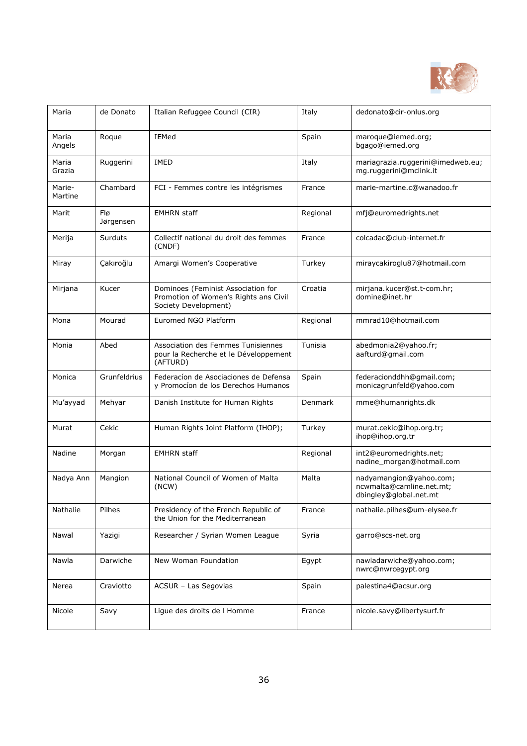| Maria | de Donato | Italian Refuggee Council (CIR) | Italy | dedonato@cir-onlus.org |
|---|---|---|---|---|
| Maria Angels | Roque | IEMed | Spain | maroque@iemed.org; bgago@iemed.org |
| Maria Grazia | Ruggerini | IMED | Italy | mariagrazia.ruggerini@imedweb.eu; mg.ruggerini@mclink.it |
| Marie-Martine | Chambard | FCI - Femmes contre les intégrismes | France | marie-martine.c@wanadoo.fr |
| Marit | Flø Jørgensen | EMHRN staff | Regional | mfj@euromedrights.net |
| Merija | Surduts | Collectif national du droit des femmes (CNDF) | France | colcadac@club-internet.fr |
| Miray | Çakıroğlu | Amargi Women's Cooperative | Turkey | miraycakiroglu87@hotmail.com |
| Mirjana | Kucer | Dominoes (Feminist Association for Promotion of Women's Rights ans Civil Society Development) | Croatia | mirjana.kucer@st.t-com.hr; domine@inet.hr |
| Mona | Mourad | Euromed NGO Platform | Regional | mmrad10@hotmail.com |
| Monia | Abed | Association des Femmes Tunisiennes pour la Recherche et le Développement (AFTURD) | Tunisia | abedmonia2@yahoo.fr; aafturd@gmail.com |
| Monica | Grunfeldrius | Federacíon de Asociaciones de Defensa y Promocíon de los Derechos Humanos | Spain | federaciondd hh@gmail.com; monicagrunfeld@yahoo.com |
| Mu'ayyad | Mehyar | Danish Institute for Human Rights | Denmark | mme@humanrights.dk |
| Murat | Cekic | Human Rights Joint Platform (IHOP); | Turkey | murat.cekic@ihop.org.tr; ihop@ihop.org.tr |
| Nadine | Morgan | EMHRN staff | Regional | int2@euromedrights.net; nadine_morgan@hotmail.com |
| Nadya Ann | Mangion | National Council of Women of Malta (NCW) | Malta | nadyamangion@yahoo.com; ncwmalta@camline.net.mt; dbingley@global.net.mt |
| Nathalie | Pilhes | Presidency of the French Republic of the Union for the Mediterranean | France | nathalie.pilhes@um-elysee.fr |
| Nawal | Yazigi | Researcher / Syrian Women League | Syria | garro@scs-net.org |
| Nawla | Darwiche | New Woman Foundation | Egypt | nawladarwiche@yahoo.com; nwrc@nwrcegypt.org |
| Nerea | Craviotto | ACSUR – Las Segovias | Spain | palestina4@acsur.org |
| Nicole | Savy | Ligue des droits de l Homme | France | nicole.savy@libertysurf.fr |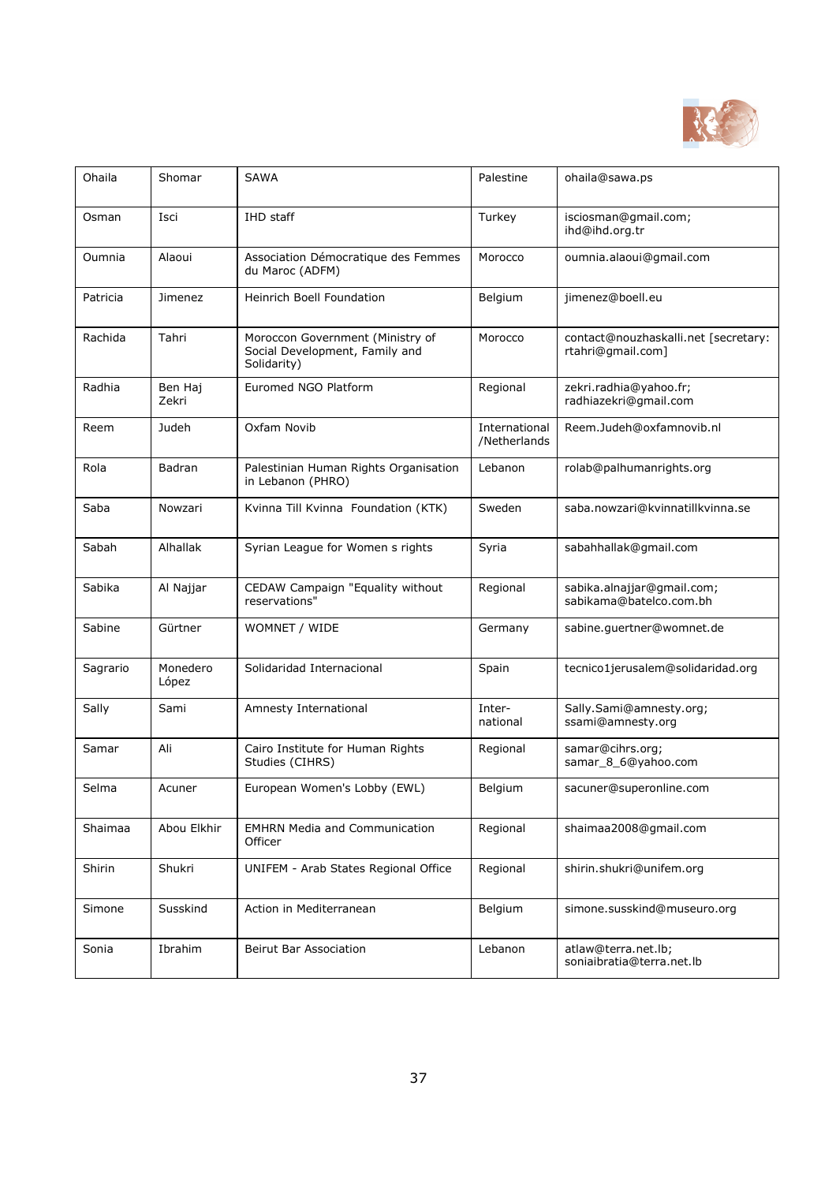| Ohaila | Shomar | SAWA | Palestine | ohaila@sawa.ps |
|---|---|---|---|---|
| Osman | Isci | IHD staff | Turkey | isciosman@gmail.com; ihd@ihd.org.tr |
| Oumnia | Alaoui | Association Démocratique des Femmes du Maroc (ADFM) | Morocco | oumnia.alaoui@gmail.com |
| Patricia | Jimenez | Heinrich Boell Foundation | Belgium | jimenez@boell.eu |
| Rachida | Tahri | Moroccon Government (Ministry of Social Development, Family and Solidarity) | Morocco | contact@nouzhaskalli.net [secretary: rtahri@gmail.com] |
| Radhia | Ben Haj Zekri | Euromed NGO Platform | Regional | zekri.radhia@yahoo.fr; radhiazekri@gmail.com |
| Reem | Judeh | Oxfam Novib | International /Netherlands | Reem.Judeh@oxfamnovib.nl |
| Rola | Badran | Palestinian Human Rights Organisation in Lebanon (PHRO) | Lebanon | rolab@palhumanrights.org |
| Saba | Nowzari | Kvinna Till Kvinna Foundation (KTK) | Sweden | saba.nowzari@kvinnatillkvinna.se |
| Sabah | Alhallak | Syrian League for Women s rights | Syria | sabahhallak@gmail.com |
| Sabika | Al Najjar | CEDAW Campaign "Equality without reservations" | Regional | sabika.alnajjar@gmail.com; sabikama@batelco.com.bh |
| Sabine | Gürtner | WOMNET / WIDE | Germany | sabine.guertner@womnet.de |
| Sagrario | Monedero López | Solidaridad Internacional | Spain | tecnico1jerusalem@solidaridad.org |
| Sally | Sami | Amnesty International | Inter-national | Sally.Sami@amnesty.org; ssami@amnesty.org |
| Samar | Ali | Cairo Institute for Human Rights Studies (CIHRS) | Regional | samar@cihrs.org; samar_8_6@yahoo.com |
| Selma | Acuner | European Women's Lobby (EWL) | Belgium | sacuner@superonline.com |
| Shaimaa | Abou Elkhir | EMHRN Media and Communication Officer | Regional | shaimaa2008@gmail.com |
| Shirin | Shukri | UNIFEM - Arab States Regional Office | Regional | shirin.shukri@unifem.org |
| Simone | Susskind | Action in Mediterranean | Belgium | simone.susskind@museuro.org |
| Sonia | Ibrahim | Beirut Bar Association | Lebanon | atlaw@terra.net.lb; soniaibratia@terra.net.lb |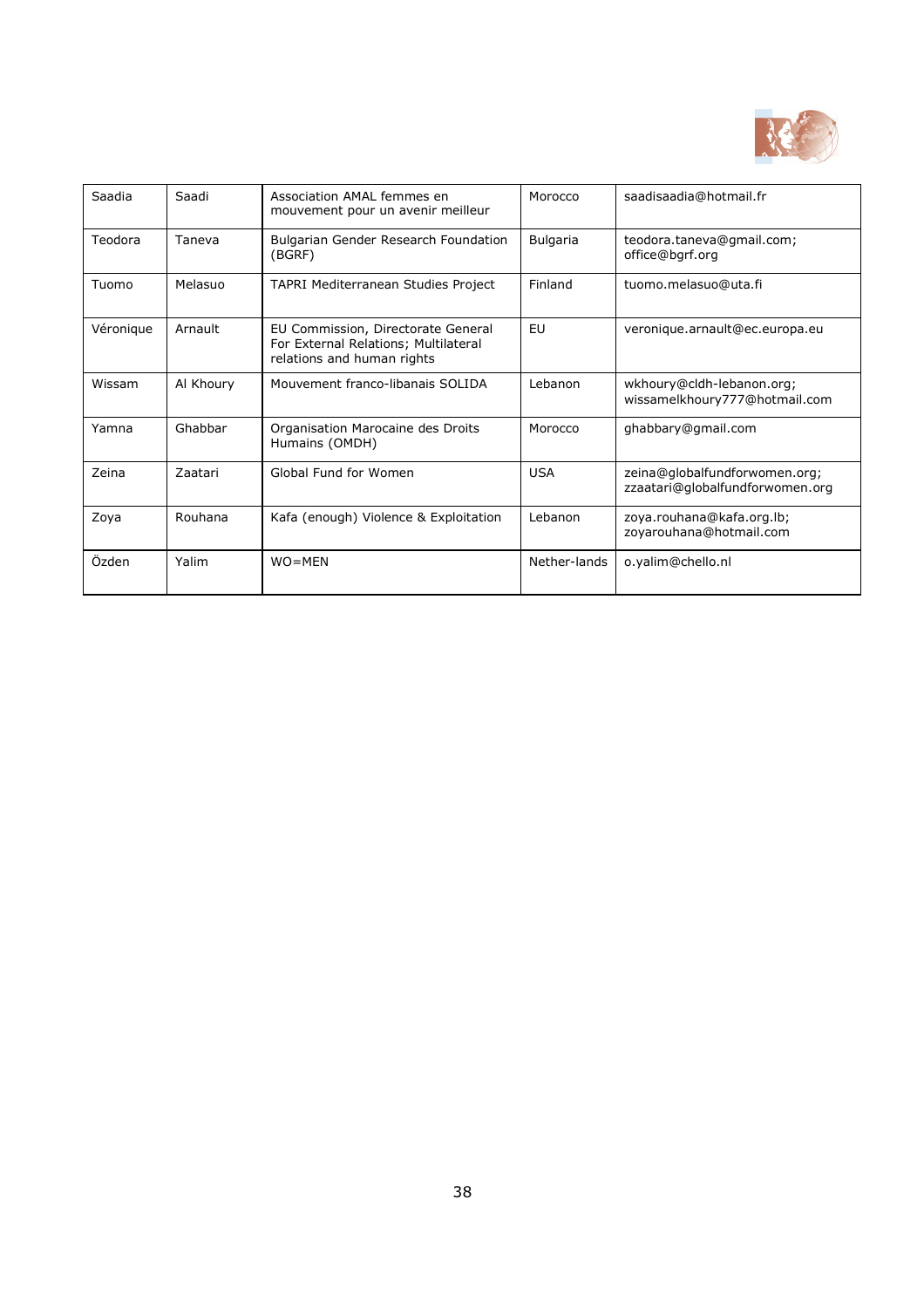| | | | | |
|---|---|---|---|---|
| Saadia | Saadi | Association AMAL femmes en mouvement pour un avenir meilleur | Morocco | saadisaadia@hotmail.fr |
| Teodora | Taneva | Bulgarian Gender Research Foundation (BGRF) | Bulgaria | teodora.taneva@gmail.com; office@bgrf.org |
| Tuomo | Melasuo | TAPRI Mediterranean Studies Project | Finland | tuomo.melasuo@uta.fi |
| Véronique | Arnault | EU Commission, Directorate General For External Relations; Multilateral relations and human rights | EU | veronique.arnault@ec.europa.eu |
| Wissam | Al Khoury | Mouvement franco-libanais SOLIDA | Lebanon | wkhoury@cldh-lebanon.org; wissamelkhoury777@hotmail.com |
| Yamna | Ghabbar | Organisation Marocaine des Droits Humains (OMDH) | Morocco | ghabbary@gmail.com |
| Zeina | Zaatari | Global Fund for Women | USA | zeina@globalfundforwomen.org; zzaatari@globalfundforwomen.org |
| Zoya | Rouhana | Kafa (enough) Violence & Exploitation | Lebanon | zoya.rouhana@kafa.org.lb; zoyarouhana@hotmail.com |
| Özden | Yalim | WO=MEN | Nether-lands | o.yalim@chello.nl |